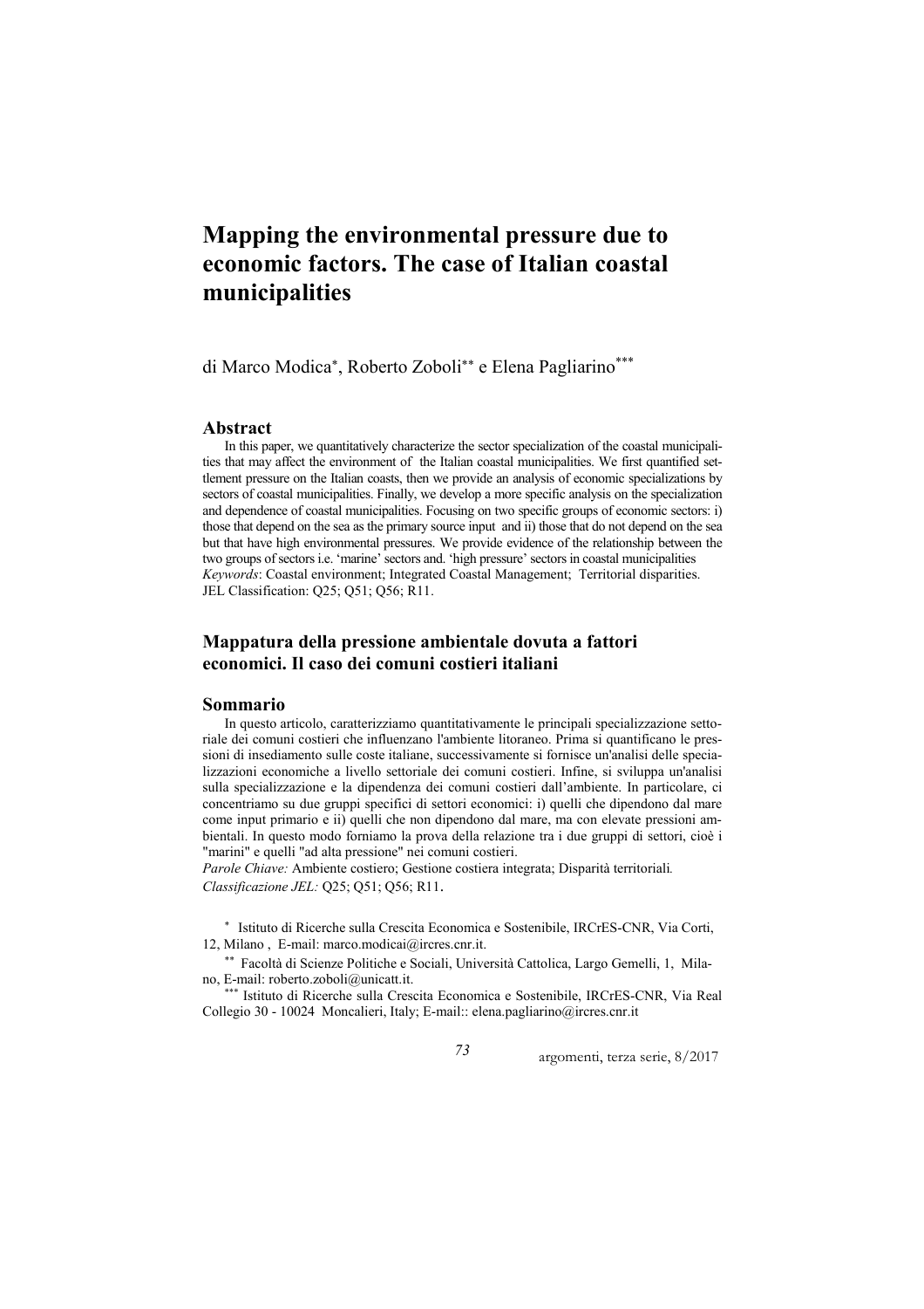# Mapping the environmental pressure due to economic factors. The case of Italian coastal municipalities

di Marco Modica[*], Roberto Zoboli[**] e Elena Pagliarino[***]

## Abstract

In this paper, we quantitatively characterize the sector specialization of the coastal municipalities that may affect the environment of the Italian coastal municipalities. We first quantified settlement pressure on the Italian coasts, then we provide an analysis of economic specializations by sectors of coastal municipalities. Finally, we develop a more specific analysis on the specialization and dependence of coastal municipalities. Focusing on two specific groups of economic sectors: i) those that depend on the sea as the primary source input and ii) those that do not depend on the sea but that have high environmental pressures. We provide evidence of the relationship between the two groups of sectors i.e. 'marine' sectors and. 'high pressure' sectors in coastal municipalities

*Keywords*: Coastal environment; Integrated Coastal Management; Territorial disparities.

JEL Classification: Q25; Q51; Q56; R11.

## Mappatura della pressione ambientale dovuta a fattori economici. Il caso dei comuni costieri italiani

## Sommario

In questo articolo, caratterizziamo quantitativamente le principali specializzazione settoriale dei comuni costieri che influenzano l'ambiente litoraneo. Prima si quantificano le pressioni di insediamento sulle coste italiane, successivamente si fornisce un'analisi delle specializzazioni economiche a livello settoriale dei comuni costieri. Infine, si sviluppa un'analisi sulla specializzazione e la dipendenza dei comuni costieri dall'ambiente. In particolare, ci concentriamo su due gruppi specifici di settori economici: i) quelli che dipendono dal mare come input primario e ii) quelli che non dipendono dal mare, ma con elevate pressioni ambientali. In questo modo forniamo la prova della relazione tra i due gruppi di settori, cioè i "marini" e quelli "ad alta pressione" nei comuni costieri.

*Parole Chiave:* Ambiente costiero; Gestione costiera integrata; Disparità territoriali.

*Classificazione JEL:* Q25; Q51; Q56; R11.

[*] Istituto di Ricerche sulla Crescita Economica e Sostenibile, IRCrES-CNR, Via Corti, 12, Milano , E-mail: marco.modicai@ircres.cnr.it.

[**] Facoltà di Scienze Politiche e Sociali, Università Cattolica, Largo Gemelli, 1, Milano, E-mail: roberto.zoboli@unicatt.it.

[***] Istituto di Ricerche sulla Crescita Economica e Sostenibile, IRCrES-CNR, Via Real Collegio 30 - 10024 Moncalieri, Italy; E-mail:: elena.pagliarino@ircres.cnr.it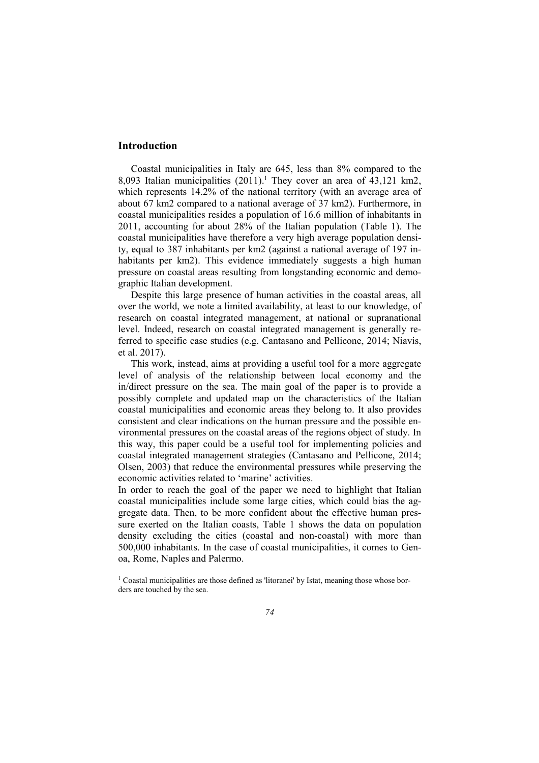## Introduction

Coastal municipalities in Italy are 645, less than 8% compared to the 8,093 Italian municipalities (2011).[1] They cover an area of 43,121 km2, which represents 14.2% of the national territory (with an average area of about 67 km2 compared to a national average of 37 km2). Furthermore, in coastal municipalities resides a population of 16.6 million of inhabitants in 2011, accounting for about 28% of the Italian population (Table 1). The coastal municipalities have therefore a very high average population density, equal to 387 inhabitants per km2 (against a national average of 197 inhabitants per km2). This evidence immediately suggests a high human pressure on coastal areas resulting from longstanding economic and demographic Italian development.

Despite this large presence of human activities in the coastal areas, all over the world, we note a limited availability, at least to our knowledge, of research on coastal integrated management, at national or supranational level. Indeed, research on coastal integrated management is generally referred to specific case studies (e.g. Cantasano and Pellicone, 2014; Niavis, et al. 2017).

This work, instead, aims at providing a useful tool for a more aggregate level of analysis of the relationship between local economy and the in/direct pressure on the sea. The main goal of the paper is to provide a possibly complete and updated map on the characteristics of the Italian coastal municipalities and economic areas they belong to. It also provides consistent and clear indications on the human pressure and the possible environmental pressures on the coastal areas of the regions object of study. In this way, this paper could be a useful tool for implementing policies and coastal integrated management strategies (Cantasano and Pellicone, 2014; Olsen, 2003) that reduce the environmental pressures while preserving the economic activities related to 'marine' activities.

In order to reach the goal of the paper we need to highlight that Italian coastal municipalities include some large cities, which could bias the aggregate data. Then, to be more confident about the effective human pressure exerted on the Italian coasts, Table 1 shows the data on population density excluding the cities (coastal and non-coastal) with more than 500,000 inhabitants. In the case of coastal municipalities, it comes to Genoa, Rome, Naples and Palermo.

[1] Coastal municipalities are those defined as 'litoranei' by Istat, meaning those whose borders are touched by the sea.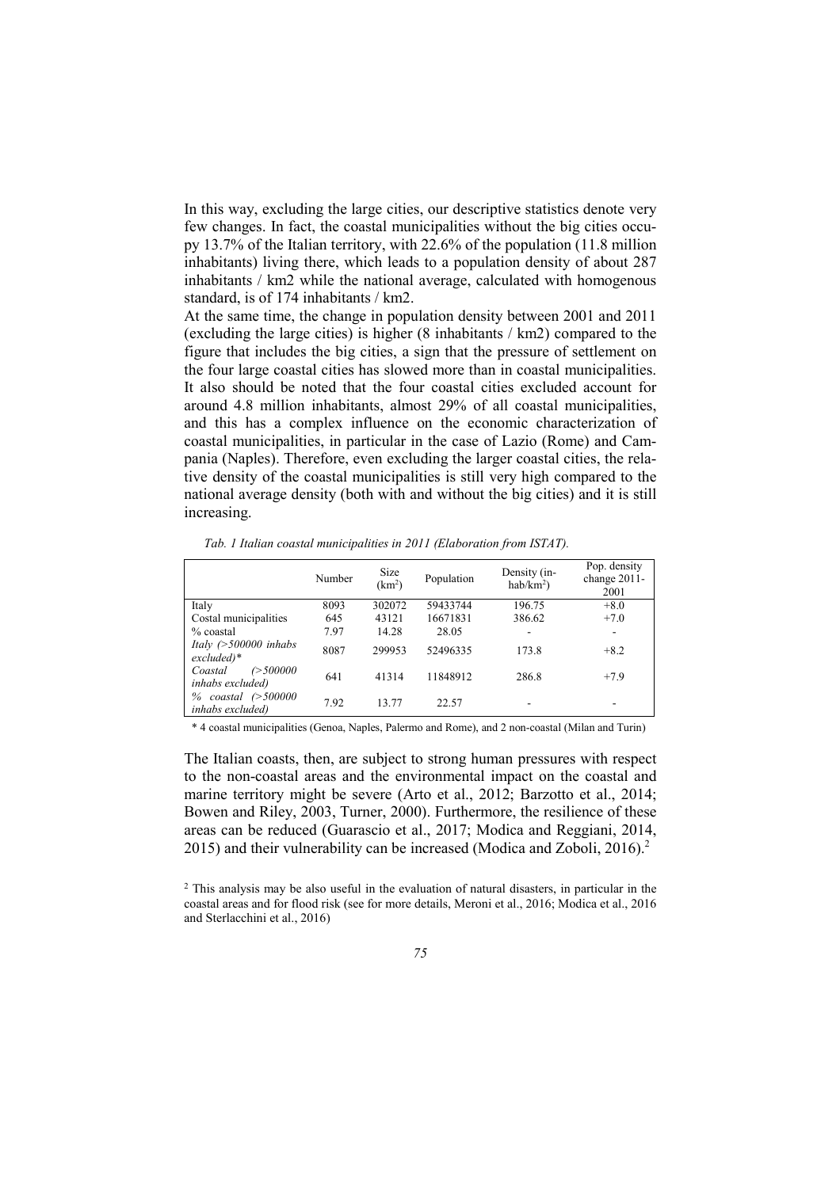In this way, excluding the large cities, our descriptive statistics denote very few changes. In fact, the coastal municipalities without the big cities occupy 13.7% of the Italian territory, with 22.6% of the population (11.8 million inhabitants) living there, which leads to a population density of about 287 inhabitants / km2 while the national average, calculated with homogenous standard, is of 174 inhabitants / km2.

At the same time, the change in population density between 2001 and 2011 (excluding the large cities) is higher (8 inhabitants / km2) compared to the figure that includes the big cities, a sign that the pressure of settlement on the four large coastal cities has slowed more than in coastal municipalities. It also should be noted that the four coastal cities excluded account for around 4.8 million inhabitants, almost 29% of all coastal municipalities, and this has a complex influence on the economic characterization of coastal municipalities, in particular in the case of Lazio (Rome) and Campania (Naples). Therefore, even excluding the larger coastal cities, the relative density of the coastal municipalities is still very high compared to the national average density (both with and without the big cities) and it is still increasing.

*Tab. 1 Italian coastal municipalities in 2011 (Elaboration from ISTAT).*

| | Number | Size ($km^2$) | Population | Density (inhab/$km^2$) | Pop. density change 2011-2001 |
|---|---|---|---|---|---|
| Italy | 8093 | 302072 | 59433744 | 196.75 | +8.0 |
| Costal municipalities | 645 | 43121 | 16671831 | 386.62 | +7.0 |
| % coastal | 7.97 | 14.28 | 28.05 | - | - |
| *Italy (>500000 inhabs excluded)\** | 8087 | 299953 | 52496335 | 173.8 | +8.2 |
| *Coastal (>500000 inhabs excluded)* | 641 | 41314 | 11848912 | 286.8 | +7.9 |
| *% coastal (>500000 inhabs excluded)* | 7.92 | 13.77 | 22.57 | - | - |

\* 4 coastal municipalities (Genoa, Naples, Palermo and Rome), and 2 non-coastal (Milan and Turin)

The Italian coasts, then, are subject to strong human pressures with respect to the non-coastal areas and the environmental impact on the coastal and marine territory might be severe (Arto et al., 2012; Barzotto et al., 2014; Bowen and Riley, 2003, Turner, 2000). Furthermore, the resilience of these areas can be reduced (Guarascio et al., 2017; Modica and Reggiani, 2014, 2015) and their vulnerability can be increased (Modica and Zoboli, 2016).[2]

[2] This analysis may be also useful in the evaluation of natural disasters, in particular in the coastal areas and for flood risk (see for more details, Meroni et al., 2016; Modica et al., 2016 and Sterlacchini et al., 2016)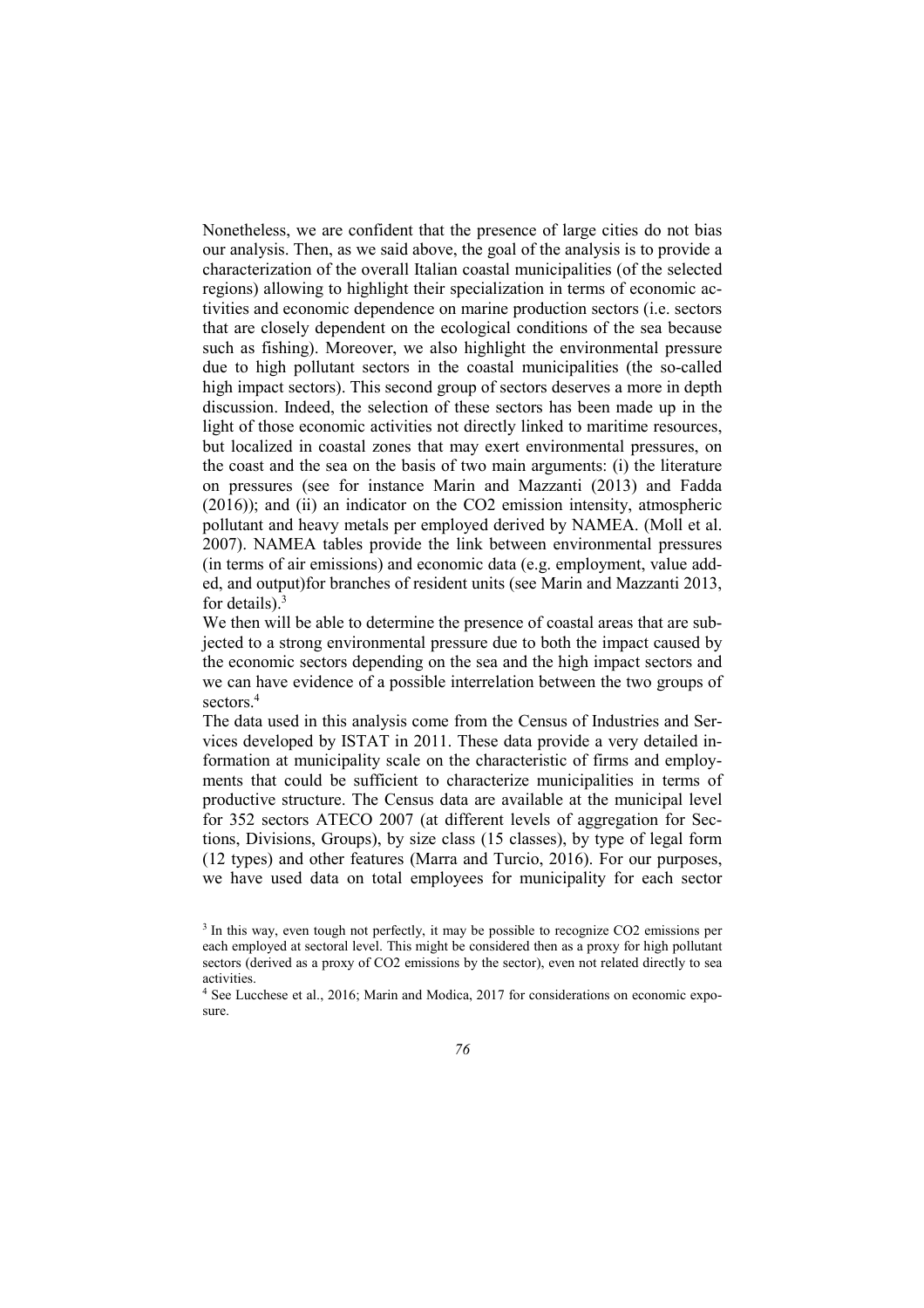Nonetheless, we are confident that the presence of large cities do not bias our analysis. Then, as we said above, the goal of the analysis is to provide a characterization of the overall Italian coastal municipalities (of the selected regions) allowing to highlight their specialization in terms of economic activities and economic dependence on marine production sectors (i.e. sectors that are closely dependent on the ecological conditions of the sea because such as fishing). Moreover, we also highlight the environmental pressure due to high pollutant sectors in the coastal municipalities (the so-called high impact sectors). This second group of sectors deserves a more in depth discussion. Indeed, the selection of these sectors has been made up in the light of those economic activities not directly linked to maritime resources, but localized in coastal zones that may exert environmental pressures, on the coast and the sea on the basis of two main arguments: (i) the literature on pressures (see for instance Marin and Mazzanti (2013) and Fadda (2016)); and (ii) an indicator on the $CO_2$ emission intensity, atmospheric pollutant and heavy metals per employed derived by NAMEA. (Moll et al. 2007). NAMEA tables provide the link between environmental pressures (in terms of air emissions) and economic data (e.g. employment, value added, and output)for branches of resident units (see Marin and Mazzanti 2013, for details).[3]

We then will be able to determine the presence of coastal areas that are subjected to a strong environmental pressure due to both the impact caused by the economic sectors depending on the sea and the high impact sectors and we can have evidence of a possible interrelation between the two groups of sectors.[4]

The data used in this analysis come from the Census of Industries and Services developed by ISTAT in 2011. These data provide a very detailed information at municipality scale on the characteristic of firms and employments that could be sufficient to characterize municipalities in terms of productive structure. The Census data are available at the municipal level for 352 sectors ATECO 2007 (at different levels of aggregation for Sections, Divisions, Groups), by size class (15 classes), by type of legal form (12 types) and other features (Marra and Turcio, 2016). For our purposes, we have used data on total employees for municipality for each sector

[3] In this way, even tough not perfectly, it may be possible to recognize $CO_2$ emissions per each employed at sectoral level. This might be considered then as a proxy for high pollutant sectors (derived as a proxy of $CO_2$ emissions by the sector), even not related directly to sea activities.

[4] See Lucchese et al., 2016; Marin and Modica, 2017 for considerations on economic exposure.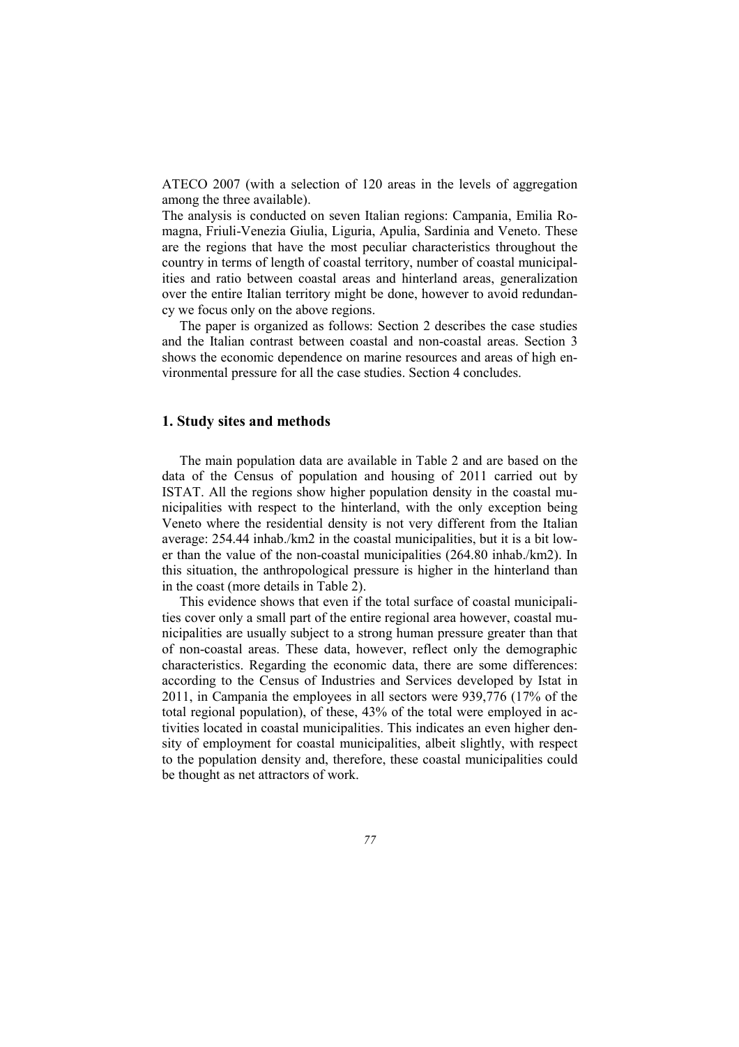ATECO 2007 (with a selection of 120 areas in the levels of aggregation among the three available).

The analysis is conducted on seven Italian regions: Campania, Emilia Romagna, Friuli-Venezia Giulia, Liguria, Apulia, Sardinia and Veneto. These are the regions that have the most peculiar characteristics throughout the country in terms of length of coastal territory, number of coastal municipalities and ratio between coastal areas and hinterland areas, generalization over the entire Italian territory might be done, however to avoid redundancy we focus only on the above regions.

The paper is organized as follows: Section 2 describes the case studies and the Italian contrast between coastal and non-coastal areas. Section 3 shows the economic dependence on marine resources and areas of high environmental pressure for all the case studies. Section 4 concludes.

## 1. Study sites and methods

The main population data are available in Table 2 and are based on the data of the Census of population and housing of 2011 carried out by ISTAT. All the regions show higher population density in the coastal municipalities with respect to the hinterland, with the only exception being Veneto where the residential density is not very different from the Italian average: 254.44 inhab./km2 in the coastal municipalities, but it is a bit lower than the value of the non-coastal municipalities (264.80 inhab./km2). In this situation, the anthropological pressure is higher in the hinterland than in the coast (more details in Table 2).

This evidence shows that even if the total surface of coastal municipalities cover only a small part of the entire regional area however, coastal municipalities are usually subject to a strong human pressure greater than that of non-coastal areas. These data, however, reflect only the demographic characteristics. Regarding the economic data, there are some differences: according to the Census of Industries and Services developed by Istat in 2011, in Campania the employees in all sectors were 939,776 (17% of the total regional population), of these, 43% of the total were employed in activities located in coastal municipalities. This indicates an even higher density of employment for coastal municipalities, albeit slightly, with respect to the population density and, therefore, these coastal municipalities could be thought as net attractors of work.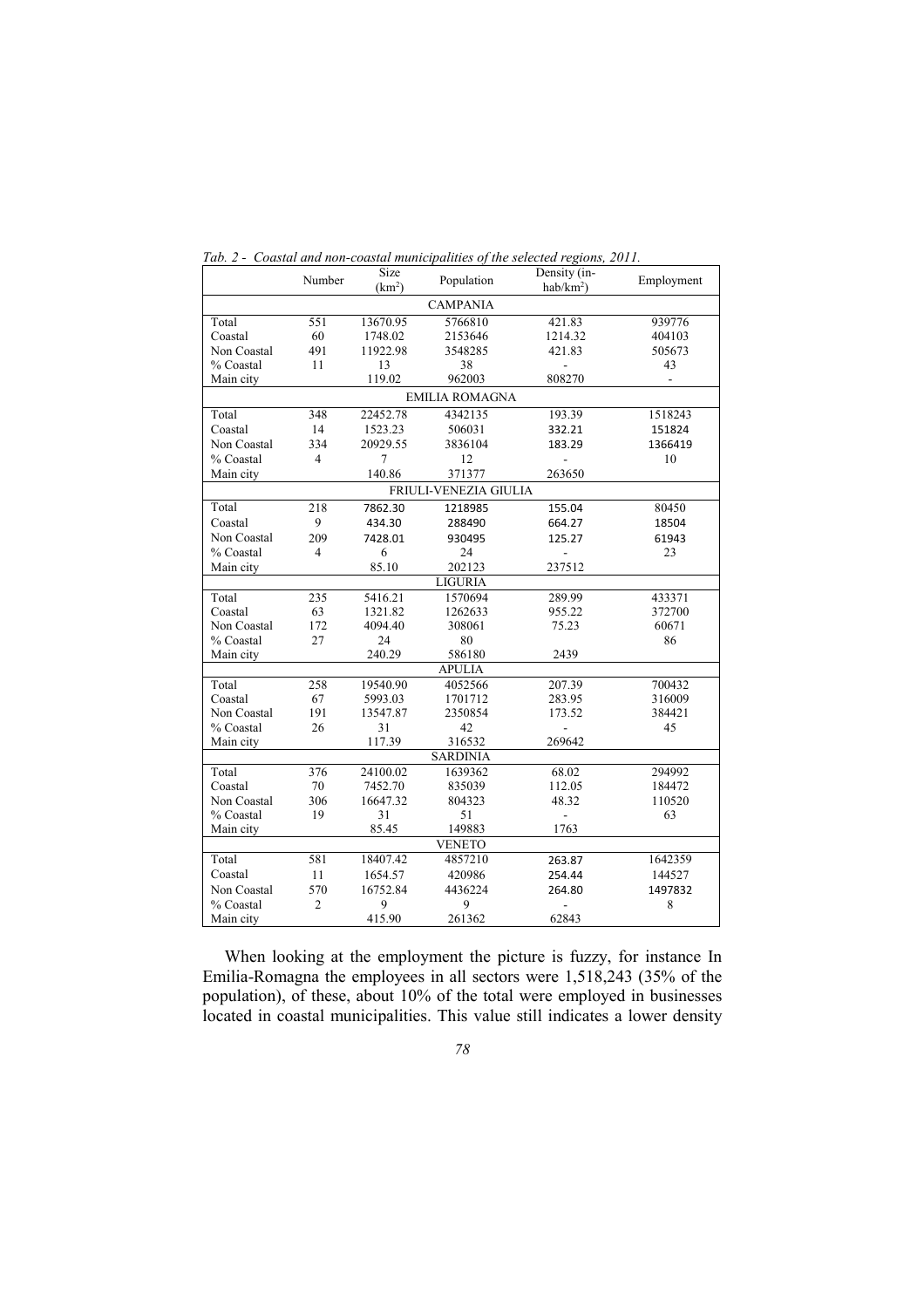*Tab. 2 - Coastal and non-coastal municipalities of the selected regions, 2011.*

| | Number | Size (km$^2$) | Population | Density (in-hab/km$^2$) | Employment |
|---|---|---|---|---|---|
| **CAMPANIA** | | | | | |
| Total | 551 | 13670.95 | 5766810 | 421.83 | 939776 |
| Coastal | 60 | 1748.02 | 2153646 | 1214.32 | 404103 |
| Non Coastal | 491 | 11922.98 | 3548285 | 421.83 | 505673 |
| % Coastal | 11 | 13 | 38 | - | 43 |
| Main city | | 119.02 | 962003 | 808270 | - |
| **EMILIA ROMAGNA** | | | | | |
| Total | 348 | 22452.78 | 4342135 | 193.39 | 1518243 |
| Coastal | 14 | 1523.23 | 506031 | 332.21 | 151824 |
| Non Coastal | 334 | 20929.55 | 3836104 | 183.29 | 1366419 |
| % Coastal | 4 | 7 | 12 | - | 10 |
| Main city | | 140.86 | 371377 | 263650 | |
| **FRIULI-VENEZIA GIULIA** | | | | | |
| Total | 218 | 7862.30 | 1218985 | 155.04 | 80450 |
| Coastal | 9 | 434.30 | 288490 | 664.27 | 18504 |
| Non Coastal | 209 | 7428.01 | 930495 | 125.27 | 61943 |
| % Coastal | 4 | 6 | 24 | - | 23 |
| Main city | | 85.10 | 202123 | 237512 | |
| **LIGURIA** | | | | | |
| Total | 235 | 5416.21 | 1570694 | 289.99 | 433371 |
| Coastal | 63 | 1321.82 | 1262633 | 955.22 | 372700 |
| Non Coastal | 172 | 4094.40 | 308061 | 75.23 | 60671 |
| % Coastal | 27 | 24 | 80 | | 86 |
| Main city | | 240.29 | 586180 | 2439 | |
| **APULIA** | | | | | |
| Total | 258 | 19540.90 | 4052566 | 207.39 | 700432 |
| Coastal | 67 | 5993.03 | 1701712 | 283.95 | 316009 |
| Non Coastal | 191 | 13547.87 | 2350854 | 173.52 | 384421 |
| % Coastal | 26 | 31 | 42 | - | 45 |
| Main city | | 117.39 | 316532 | 269642 | |
| **SARDINIA** | | | | | |
| Total | 376 | 24100.02 | 1639362 | 68.02 | 294992 |
| Coastal | 70 | 7452.70 | 835039 | 112.05 | 184472 |
| Non Coastal | 306 | 16647.32 | 804323 | 48.32 | 110520 |
| % Coastal | 19 | 31 | 51 | - | 63 |
| Main city | | 85.45 | 149883 | 1763 | |
| **VENETO** | | | | | |
| Total | 581 | 18407.42 | 4857210 | 263.87 | 1642359 |
| Coastal | 11 | 1654.57 | 420986 | 254.44 | 144527 |
| Non Coastal | 570 | 16752.84 | 4436224 | 264.80 | 1497832 |
| % Coastal | 2 | 9 | 9 | - | 8 |
| Main city | | 415.90 | 261362 | 62843 | |

When looking at the employment the picture is fuzzy, for instance In Emilia-Romagna the employees in all sectors were 1,518,243 (35% of the population), of these, about 10% of the total were employed in businesses located in coastal municipalities. This value still indicates a lower density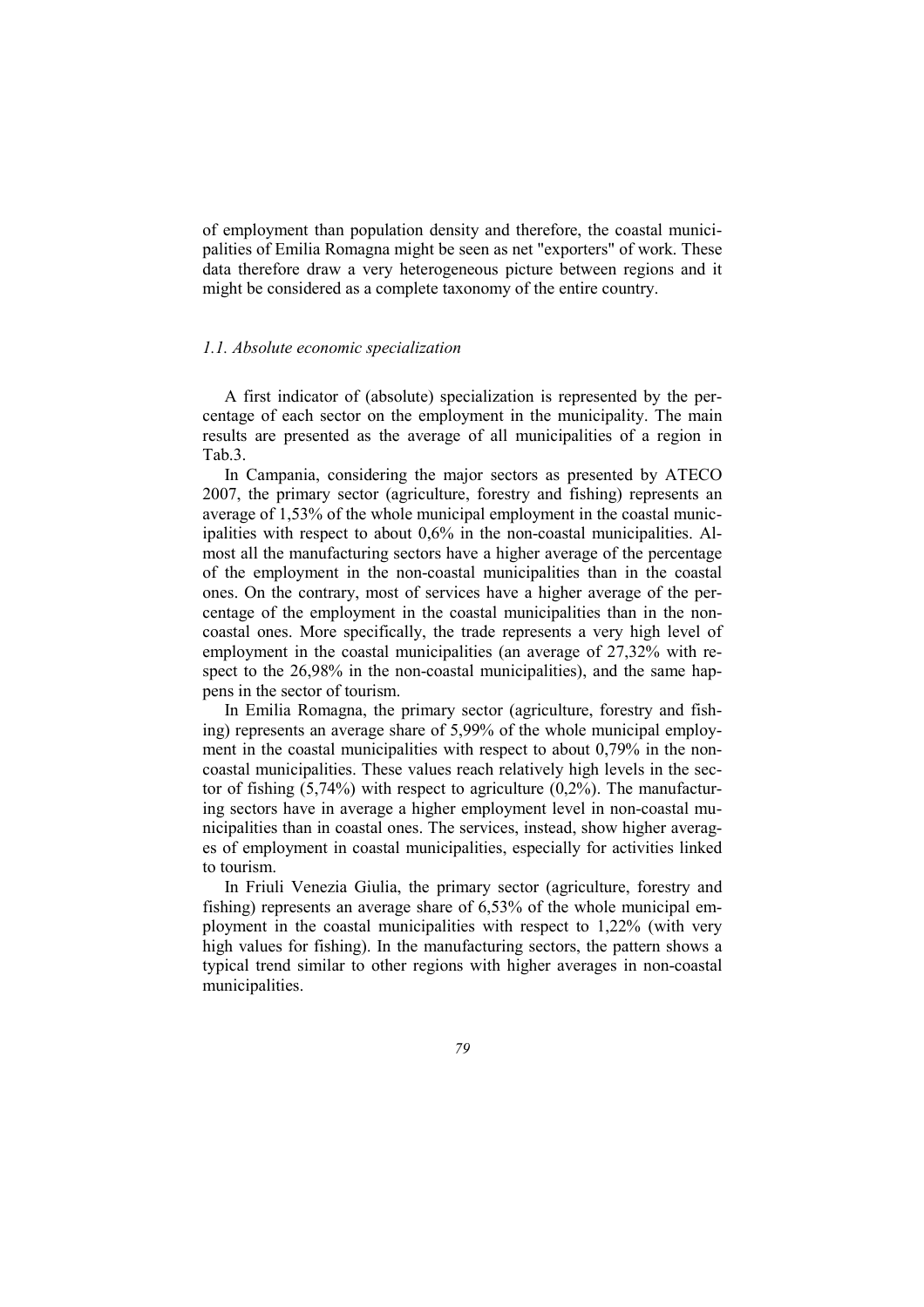of employment than population density and therefore, the coastal municipalities of Emilia Romagna might be seen as net "exporters" of work. These data therefore draw a very heterogeneous picture between regions and it might be considered as a complete taxonomy of the entire country.

### *1.1. Absolute economic specialization*

A first indicator of (absolute) specialization is represented by the percentage of each sector on the employment in the municipality. The main results are presented as the average of all municipalities of a region in Tab.3.

In Campania, considering the major sectors as presented by ATECO 2007, the primary sector (agriculture, forestry and fishing) represents an average of 1,53% of the whole municipal employment in the coastal municipalities with respect to about 0,6% in the non-coastal municipalities. Almost all the manufacturing sectors have a higher average of the percentage of the employment in the non-coastal municipalities than in the coastal ones. On the contrary, most of services have a higher average of the percentage of the employment in the coastal municipalities than in the non-coastal ones. More specifically, the trade represents a very high level of employment in the coastal municipalities (an average of 27,32% with respect to the 26,98% in the non-coastal municipalities), and the same happens in the sector of tourism.

In Emilia Romagna, the primary sector (agriculture, forestry and fishing) represents an average share of 5,99% of the whole municipal employment in the coastal municipalities with respect to about 0,79% in the non-coastal municipalities. These values reach relatively high levels in the sector of fishing (5,74%) with respect to agriculture (0,2%). The manufacturing sectors have in average a higher employment level in non-coastal municipalities than in coastal ones. The services, instead, show higher averages of employment in coastal municipalities, especially for activities linked to tourism.

In Friuli Venezia Giulia, the primary sector (agriculture, forestry and fishing) represents an average share of 6,53% of the whole municipal employment in the coastal municipalities with respect to 1,22% (with very high values for fishing). In the manufacturing sectors, the pattern shows a typical trend similar to other regions with higher averages in non-coastal municipalities.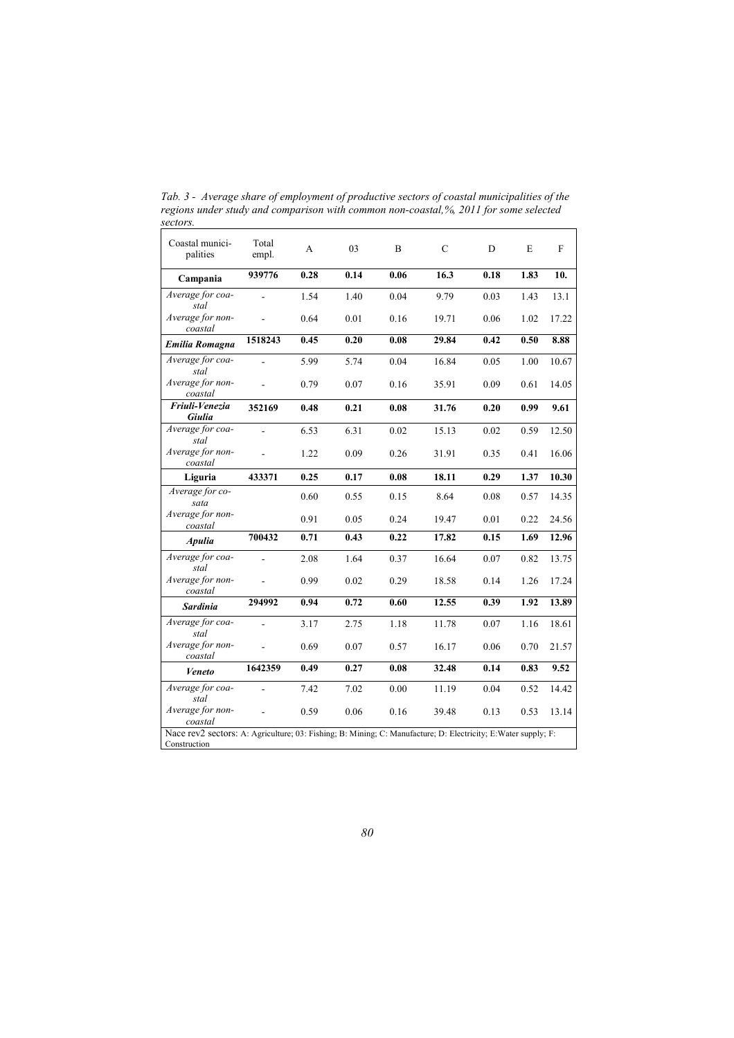*Tab. 3 - Average share of employment of productive sectors of coastal municipalities of the regions under study and comparison with common non-coastal,%, 2011 for some selected sectors.*

| Coastal municipalities | Total empl. | A | 03 | B | C | D | E | F |
|---|---|---|---|---|---|---|---|---|
| **Campania** | **939776** | **0.28** | **0.14** | **0.06** | **16.3** | **0.18** | **1.83** | **10.** |
| *Average for coastal* | - | 1.54 | 1.40 | 0.04 | 9.79 | 0.03 | 1.43 | 13.1 |
| *Average for non-coastal* | - | 0.64 | 0.01 | 0.16 | 19.71 | 0.06 | 1.02 | 17.22 |
| ***Emilia Romagna*** | **1518243** | **0.45** | **0.20** | **0.08** | **29.84** | **0.42** | **0.50** | **8.88** |
| *Average for coastal* | - | 5.99 | 5.74 | 0.04 | 16.84 | 0.05 | 1.00 | 10.67 |
| *Average for non-coastal* | - | 0.79 | 0.07 | 0.16 | 35.91 | 0.09 | 0.61 | 14.05 |
| ***Friuli-Venezia Giulia*** | **352169** | **0.48** | **0.21** | **0.08** | **31.76** | **0.20** | **0.99** | **9.61** |
| *Average for coastal* | - | 6.53 | 6.31 | 0.02 | 15.13 | 0.02 | 0.59 | 12.50 |
| *Average for non-coastal* | - | 1.22 | 0.09 | 0.26 | 31.91 | 0.35 | 0.41 | 16.06 |
| **Liguria** | **433371** | **0.25** | **0.17** | **0.08** | **18.11** | **0.29** | **1.37** | **10.30** |
| *Average for cosata* | | 0.60 | 0.55 | 0.15 | 8.64 | 0.08 | 0.57 | 14.35 |
| *Average for non-coastal* | | 0.91 | 0.05 | 0.24 | 19.47 | 0.01 | 0.22 | 24.56 |
| ***Apulia*** | **700432** | **0.71** | **0.43** | **0.22** | **17.82** | **0.15** | **1.69** | **12.96** |
| *Average for coastal* | - | 2.08 | 1.64 | 0.37 | 16.64 | 0.07 | 0.82 | 13.75 |
| *Average for non-coastal* | - | 0.99 | 0.02 | 0.29 | 18.58 | 0.14 | 1.26 | 17.24 |
| ***Sardinia*** | **294992** | **0.94** | **0.72** | **0.60** | **12.55** | **0.39** | **1.92** | **13.89** |
| *Average for coastal* | - | 3.17 | 2.75 | 1.18 | 11.78 | 0.07 | 1.16 | 18.61 |
| *Average for non-coastal* | - | 0.69 | 0.07 | 0.57 | 16.17 | 0.06 | 0.70 | 21.57 |
| ***Veneto*** | **1642359** | **0.49** | **0.27** | **0.08** | **32.48** | **0.14** | **0.83** | **9.52** |
| *Average for coastal* | - | 7.42 | 7.02 | 0.00 | 11.19 | 0.04 | 0.52 | 14.42 |
| *Average for non-coastal* | - | 0.59 | 0.06 | 0.16 | 39.48 | 0.13 | 0.53 | 13.14 |

Nace rev2 sectors: A: Agriculture; 03: Fishing; B: Mining; C: Manufacture; D: Electricity; E:Water supply; F: Construction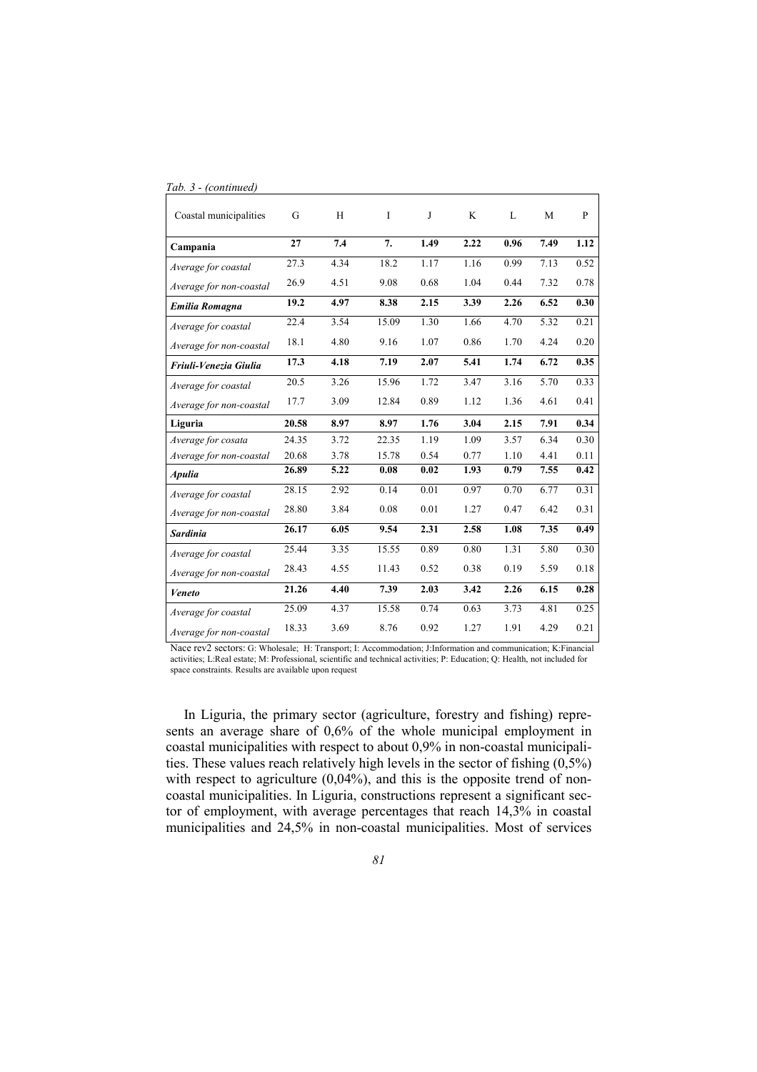*Tab. 3 - (continued)*

| Coastal municipalities | G | H | I | J | K | L | M | P |
|---|---|---|---|---|---|---|---|---|
| **Campania** | **27** | **7.4** | **7.** | **1.49** | **2.22** | **0.96** | **7.49** | **1.12** |
| *Average for coastal* | 27.3 | 4.34 | 18.2 | 1.17 | 1.16 | 0.99 | 7.13 | 0.52 |
| *Average for non-coastal* | 26.9 | 4.51 | 9.08 | 0.68 | 1.04 | 0.44 | 7.32 | 0.78 |
| ***Emilia Romagna*** | **19.2** | **4.97** | **8.38** | **2.15** | **3.39** | **2.26** | **6.52** | **0.30** |
| *Average for coastal* | 22.4 | 3.54 | 15.09 | 1.30 | 1.66 | 4.70 | 5.32 | 0.21 |
| *Average for non-coastal* | 18.1 | 4.80 | 9.16 | 1.07 | 0.86 | 1.70 | 4.24 | 0.20 |
| ***Friuli-Venezia Giulia*** | **17.3** | **4.18** | **7.19** | **2.07** | **5.41** | **1.74** | **6.72** | **0.35** |
| *Average for coastal* | 20.5 | 3.26 | 15.96 | 1.72 | 3.47 | 3.16 | 5.70 | 0.33 |
| *Average for non-coastal* | 17.7 | 3.09 | 12.84 | 0.89 | 1.12 | 1.36 | 4.61 | 0.41 |
| **Liguria** | **20.58** | **8.97** | **8.97** | **1.76** | **3.04** | **2.15** | **7.91** | **0.34** |
| *Average for cosata* | 24.35 | 3.72 | 22.35 | 1.19 | 1.09 | 3.57 | 6.34 | 0.30 |
| *Average for non-coastal* | 20.68 | 3.78 | 15.78 | 0.54 | 0.77 | 1.10 | 4.41 | 0.11 |
| ***Apulia*** | **26.89** | **5.22** | **0.08** | **0.02** | **1.93** | **0.79** | **7.55** | **0.42** |
| *Average for coastal* | 28.15 | 2.92 | 0.14 | 0.01 | 0.97 | 0.70 | 6.77 | 0.31 |
| *Average for non-coastal* | 28.80 | 3.84 | 0.08 | 0.01 | 1.27 | 0.47 | 6.42 | 0.31 |
| ***Sardinia*** | **26.17** | **6.05** | **9.54** | **2.31** | **2.58** | **1.08** | **7.35** | **0.49** |
| *Average for coastal* | 25.44 | 3.35 | 15.55 | 0.89 | 0.80 | 1.31 | 5.80 | 0.30 |
| *Average for non-coastal* | 28.43 | 4.55 | 11.43 | 0.52 | 0.38 | 0.19 | 5.59 | 0.18 |
| ***Veneto*** | **21.26** | **4.40** | **7.39** | **2.03** | **3.42** | **2.26** | **6.15** | **0.28** |
| *Average for coastal* | 25.09 | 4.37 | 15.58 | 0.74 | 0.63 | 3.73 | 4.81 | 0.25 |
| *Average for non-coastal* | 18.33 | 3.69 | 8.76 | 0.92 | 1.27 | 1.91 | 4.29 | 0.21 |

Nace rev2 sectors: G: Wholesale; H: Transport; I: Accommodation; J:Information and communication; K:Financial activities; L:Real estate; M: Professional, scientific and technical activities; P: Education; Q: Health, not included for space constraints. Results are available upon request

In Liguria, the primary sector (agriculture, forestry and fishing) represents an average share of 0,6% of the whole municipal employment in coastal municipalities with respect to about 0,9% in non-coastal municipalities. These values reach relatively high levels in the sector of fishing (0,5%) with respect to agriculture (0,04%), and this is the opposite trend of non-coastal municipalities. In Liguria, constructions represent a significant sector of employment, with average percentages that reach 14,3% in coastal municipalities and 24,5% in non-coastal municipalities. Most of services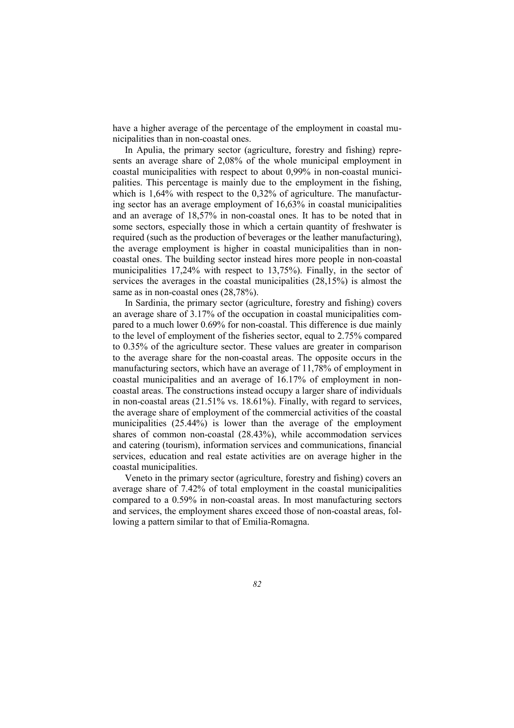have a higher average of the percentage of the employment in coastal municipalities than in non-coastal ones.

In Apulia, the primary sector (agriculture, forestry and fishing) represents an average share of 2,08% of the whole municipal employment in coastal municipalities with respect to about 0,99% in non-coastal municipalities. This percentage is mainly due to the employment in the fishing, which is 1,64% with respect to the 0,32% of agriculture. The manufacturing sector has an average employment of 16,63% in coastal municipalities and an average of 18,57% in non-coastal ones. It has to be noted that in some sectors, especially those in which a certain quantity of freshwater is required (such as the production of beverages or the leather manufacturing), the average employment is higher in coastal municipalities than in non-coastal ones. The building sector instead hires more people in non-coastal municipalities 17,24% with respect to 13,75%). Finally, in the sector of services the averages in the coastal municipalities (28,15%) is almost the same as in non-coastal ones (28,78%).

In Sardinia, the primary sector (agriculture, forestry and fishing) covers an average share of 3.17% of the occupation in coastal municipalities compared to a much lower 0.69% for non-coastal. This difference is due mainly to the level of employment of the fisheries sector, equal to 2.75% compared to 0.35% of the agriculture sector. These values are greater in comparison to the average share for the non-coastal areas. The opposite occurs in the manufacturing sectors, which have an average of 11,78% of employment in coastal municipalities and an average of 16.17% of employment in non-coastal areas. The constructions instead occupy a larger share of individuals in non-coastal areas (21.51% vs. 18.61%). Finally, with regard to services, the average share of employment of the commercial activities of the coastal municipalities (25.44%) is lower than the average of the employment shares of common non-coastal (28.43%), while accommodation services and catering (tourism), information services and communications, financial services, education and real estate activities are on average higher in the coastal municipalities.

Veneto in the primary sector (agriculture, forestry and fishing) covers an average share of 7.42% of total employment in the coastal municipalities compared to a 0.59% in non-coastal areas. In most manufacturing sectors and services, the employment shares exceed those of non-coastal areas, following a pattern similar to that of Emilia-Romagna.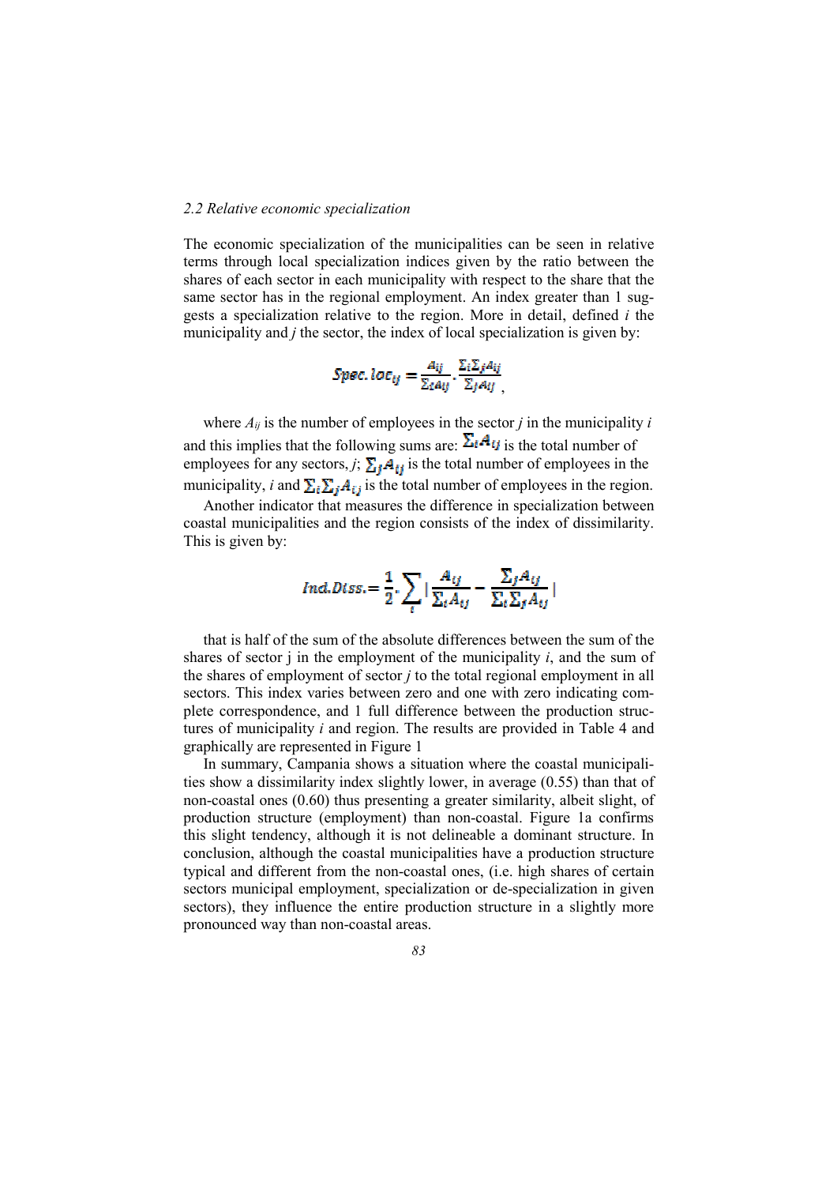### *2.2 Relative economic specialization*

The economic specialization of the municipalities can be seen in relative terms through local specialization indices given by the ratio between the shares of each sector in each municipality with respect to the share that the same sector has in the regional employment. An index greater than 1 suggests a specialization relative to the region. More in detail, defined $i$ the municipality and $j$ the sector, the index of local specialization is given by:

$$Spec.\,loc_{ij} = \frac{A_{ij}}{\sum_i A_{ij}} \cdot \frac{\sum_i \sum_j A_{ij}}{\sum_j A_{ij}},$$

where $A_{ij}$ is the number of employees in the sector $j$ in the municipality $i$ and this implies that the following sums are: $\sum_i A_{ij}$ is the total number of employees for any sectors, $j$; $\sum_j A_{ij}$ is the total number of employees in the municipality, $i$ and $\sum_i \sum_j A_{ij}$ is the total number of employees in the region.

Another indicator that measures the difference in specialization between coastal municipalities and the region consists of the index of dissimilarity. This is given by:

$$Ind.Diss. = \frac{1}{2} \cdot \sum_i \left| \frac{A_{ij}}{\sum_i A_{ij}} - \frac{\sum_j A_{ij}}{\sum_i \sum_j A_{ij}} \right|$$

that is half of the sum of the absolute differences between the sum of the shares of sector j in the employment of the municipality $i$, and the sum of the shares of employment of sector $j$ to the total regional employment in all sectors. This index varies between zero and one with zero indicating complete correspondence, and 1 full difference between the production structures of municipality $i$ and region. The results are provided in Table 4 and graphically are represented in Figure 1

In summary, Campania shows a situation where the coastal municipalities show a dissimilarity index slightly lower, in average (0.55) than that of non-coastal ones (0.60) thus presenting a greater similarity, albeit slight, of production structure (employment) than non-coastal. Figure 1a confirms this slight tendency, although it is not delineable a dominant structure. In conclusion, although the coastal municipalities have a production structure typical and different from the non-coastal ones, (i.e. high shares of certain sectors municipal employment, specialization or de-specialization in given sectors), they influence the entire production structure in a slightly more pronounced way than non-coastal areas.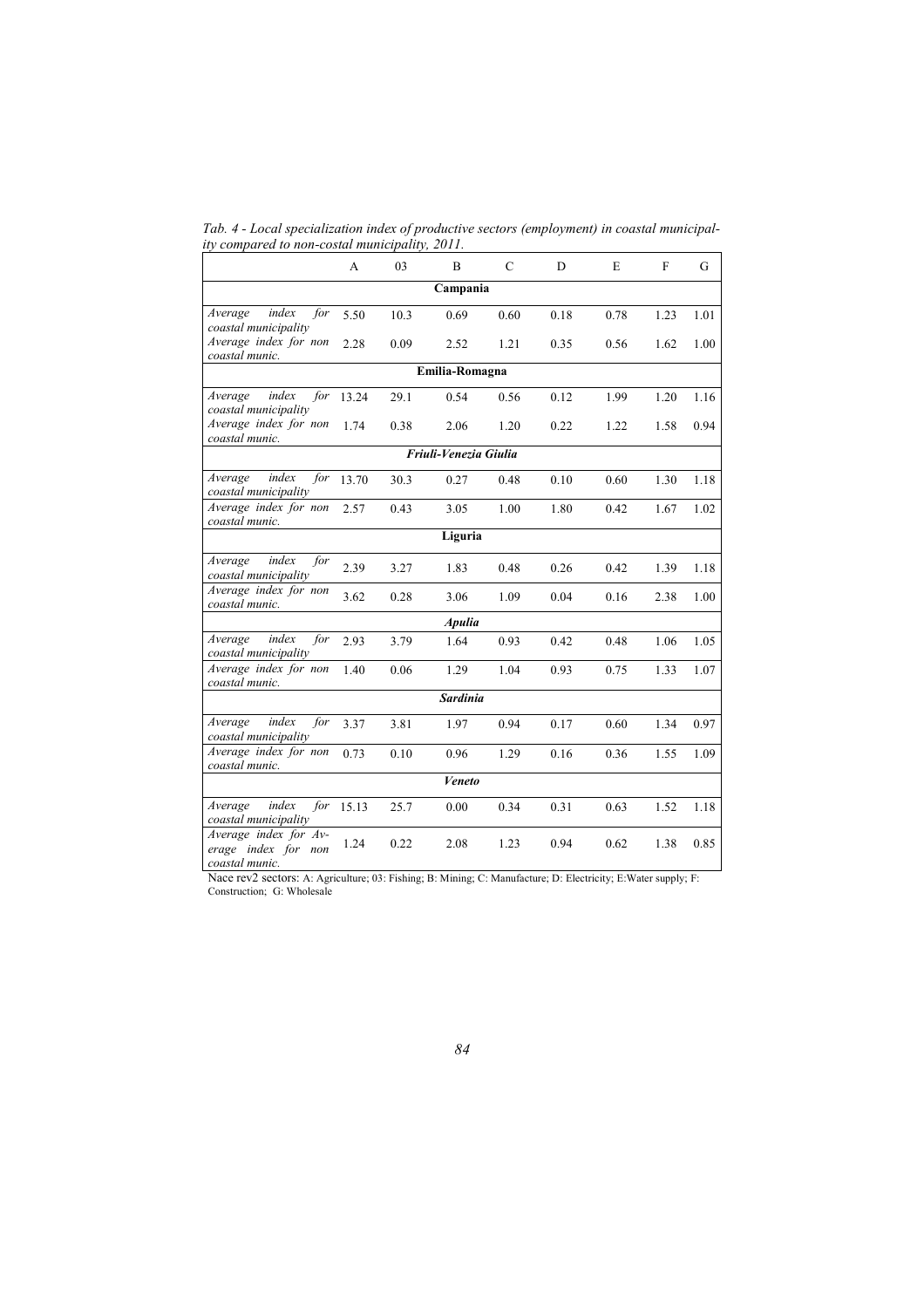*Tab. 4 - Local specialization index of productive sectors (employment) in coastal municipality compared to non-costal municipality, 2011.*

| | A | 03 | B | C | D | E | F | G |
|---|---|---|---|---|---|---|---|---|
| **Campania** | | | | | | | | |
| *Average index for coastal municipality* | 5.50 | 10.3 | 0.69 | 0.60 | 0.18 | 0.78 | 1.23 | 1.01 |
| *Average index for non coastal munic.* | 2.28 | 0.09 | 2.52 | 1.21 | 0.35 | 0.56 | 1.62 | 1.00 |
| **Emilia-Romagna** | | | | | | | | |
| *Average index for coastal municipality* | 13.24 | 29.1 | 0.54 | 0.56 | 0.12 | 1.99 | 1.20 | 1.16 |
| *Average index for non coastal munic.* | 1.74 | 0.38 | 2.06 | 1.20 | 0.22 | 1.22 | 1.58 | 0.94 |
| ***Friuli-Venezia Giulia*** | | | | | | | | |
| *Average index for coastal municipality* | 13.70 | 30.3 | 0.27 | 0.48 | 0.10 | 0.60 | 1.30 | 1.18 |
| *Average index for non coastal munic.* | 2.57 | 0.43 | 3.05 | 1.00 | 1.80 | 0.42 | 1.67 | 1.02 |
| **Liguria** | | | | | | | | |
| *Average index for coastal municipality* | 2.39 | 3.27 | 1.83 | 0.48 | 0.26 | 0.42 | 1.39 | 1.18 |
| *Average index for non coastal munic.* | 3.62 | 0.28 | 3.06 | 1.09 | 0.04 | 0.16 | 2.38 | 1.00 |
| ***Apulia*** | | | | | | | | |
| *Average index for coastal municipality* | 2.93 | 3.79 | 1.64 | 0.93 | 0.42 | 0.48 | 1.06 | 1.05 |
| *Average index for non coastal munic.* | 1.40 | 0.06 | 1.29 | 1.04 | 0.93 | 0.75 | 1.33 | 1.07 |
| ***Sardinia*** | | | | | | | | |
| *Average index for coastal municipality* | 3.37 | 3.81 | 1.97 | 0.94 | 0.17 | 0.60 | 1.34 | 0.97 |
| *Average index for non coastal munic.* | 0.73 | 0.10 | 0.96 | 1.29 | 0.16 | 0.36 | 1.55 | 1.09 |
| ***Veneto*** | | | | | | | | |
| *Average index for coastal municipality* | 15.13 | 25.7 | 0.00 | 0.34 | 0.31 | 0.63 | 1.52 | 1.18 |
| *Average index for Average index for non coastal munic.* | 1.24 | 0.22 | 2.08 | 1.23 | 0.94 | 0.62 | 1.38 | 0.85 |

Nace rev2 sectors: A: Agriculture; 03: Fishing; B: Mining; C: Manufacture; D: Electricity; E:Water supply; F: Construction; G: Wholesale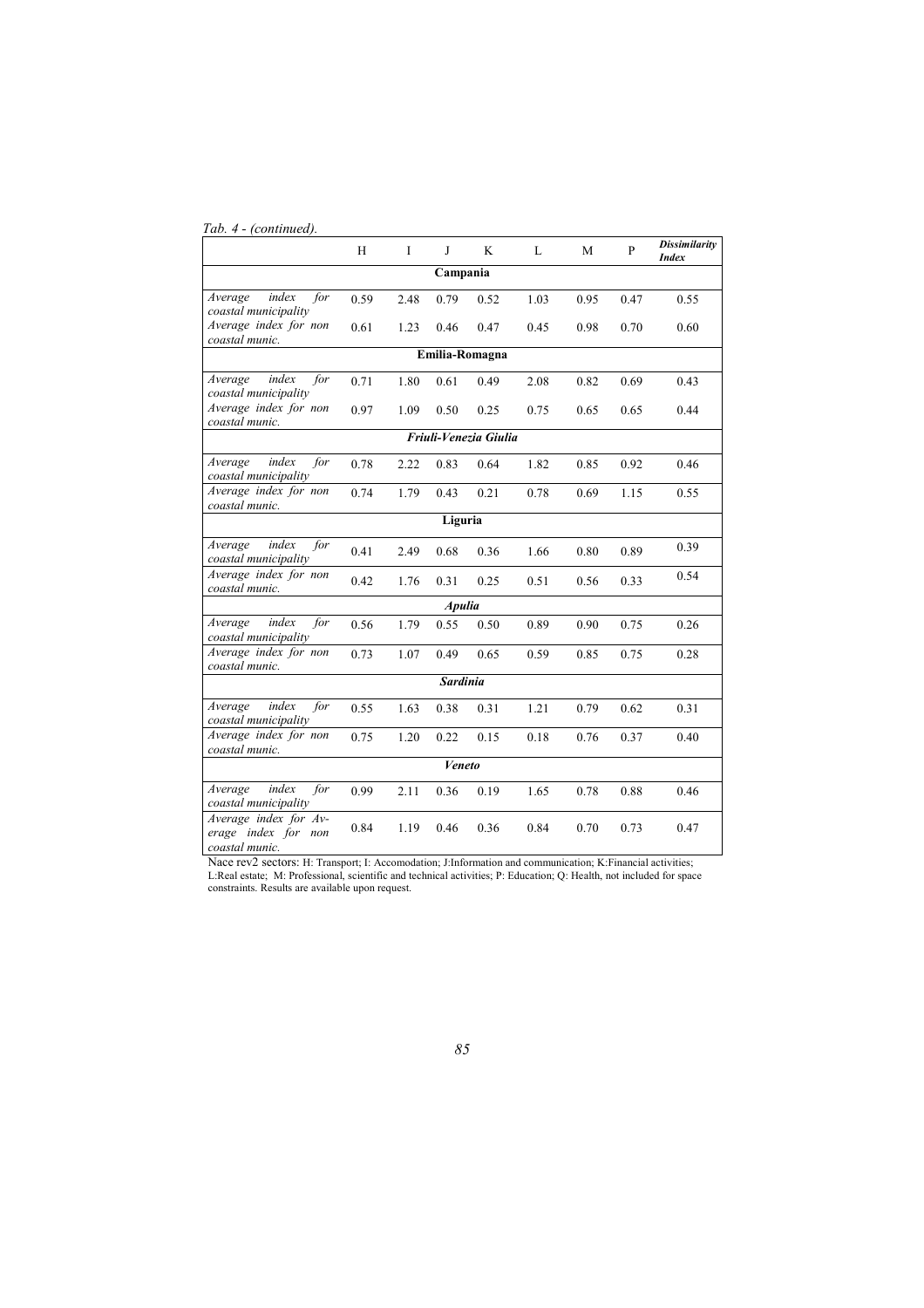*Tab. 4 - (continued).*

| | H | I | J | K | L | M | P | ***Dissimilarity Index*** |
|---|---|---|---|---|---|---|---|---|
| **Campania** | | | | | | | | |
| *Average index for coastal municipality* | 0.59 | 2.48 | 0.79 | 0.52 | 1.03 | 0.95 | 0.47 | 0.55 |
| *Average index for non coastal munic.* | 0.61 | 1.23 | 0.46 | 0.47 | 0.45 | 0.98 | 0.70 | 0.60 |
| **Emilia-Romagna** | | | | | | | | |
| *Average index for coastal municipality* | 0.71 | 1.80 | 0.61 | 0.49 | 2.08 | 0.82 | 0.69 | 0.43 |
| *Average index for non coastal munic.* | 0.97 | 1.09 | 0.50 | 0.25 | 0.75 | 0.65 | 0.65 | 0.44 |
| ***Friuli-Venezia Giulia*** | | | | | | | | |
| *Average index for coastal municipality* | 0.78 | 2.22 | 0.83 | 0.64 | 1.82 | 0.85 | 0.92 | 0.46 |
| *Average index for non coastal munic.* | 0.74 | 1.79 | 0.43 | 0.21 | 0.78 | 0.69 | 1.15 | 0.55 |
| **Liguria** | | | | | | | | |
| *Average index for coastal municipality* | 0.41 | 2.49 | 0.68 | 0.36 | 1.66 | 0.80 | 0.89 | 0.39 |
| *Average index for non coastal munic.* | 0.42 | 1.76 | 0.31 | 0.25 | 0.51 | 0.56 | 0.33 | 0.54 |
| ***Apulia*** | | | | | | | | |
| *Average index for coastal municipality* | 0.56 | 1.79 | 0.55 | 0.50 | 0.89 | 0.90 | 0.75 | 0.26 |
| *Average index for non coastal munic.* | 0.73 | 1.07 | 0.49 | 0.65 | 0.59 | 0.85 | 0.75 | 0.28 |
| ***Sardinia*** | | | | | | | | |
| *Average index for coastal municipality* | 0.55 | 1.63 | 0.38 | 0.31 | 1.21 | 0.79 | 0.62 | 0.31 |
| *Average index for non coastal munic.* | 0.75 | 1.20 | 0.22 | 0.15 | 0.18 | 0.76 | 0.37 | 0.40 |
| ***Veneto*** | | | | | | | | |
| *Average index for coastal municipality* | 0.99 | 2.11 | 0.36 | 0.19 | 1.65 | 0.78 | 0.88 | 0.46 |
| *Average index for Average index for non coastal munic.* | 0.84 | 1.19 | 0.46 | 0.36 | 0.84 | 0.70 | 0.73 | 0.47 |

Nace rev2 sectors: H: Transport; I: Accomodation; J:Information and communication; K:Financial activities; L:Real estate; M: Professional, scientific and technical activities; P: Education; Q: Health, not included for space constraints. Results are available upon request.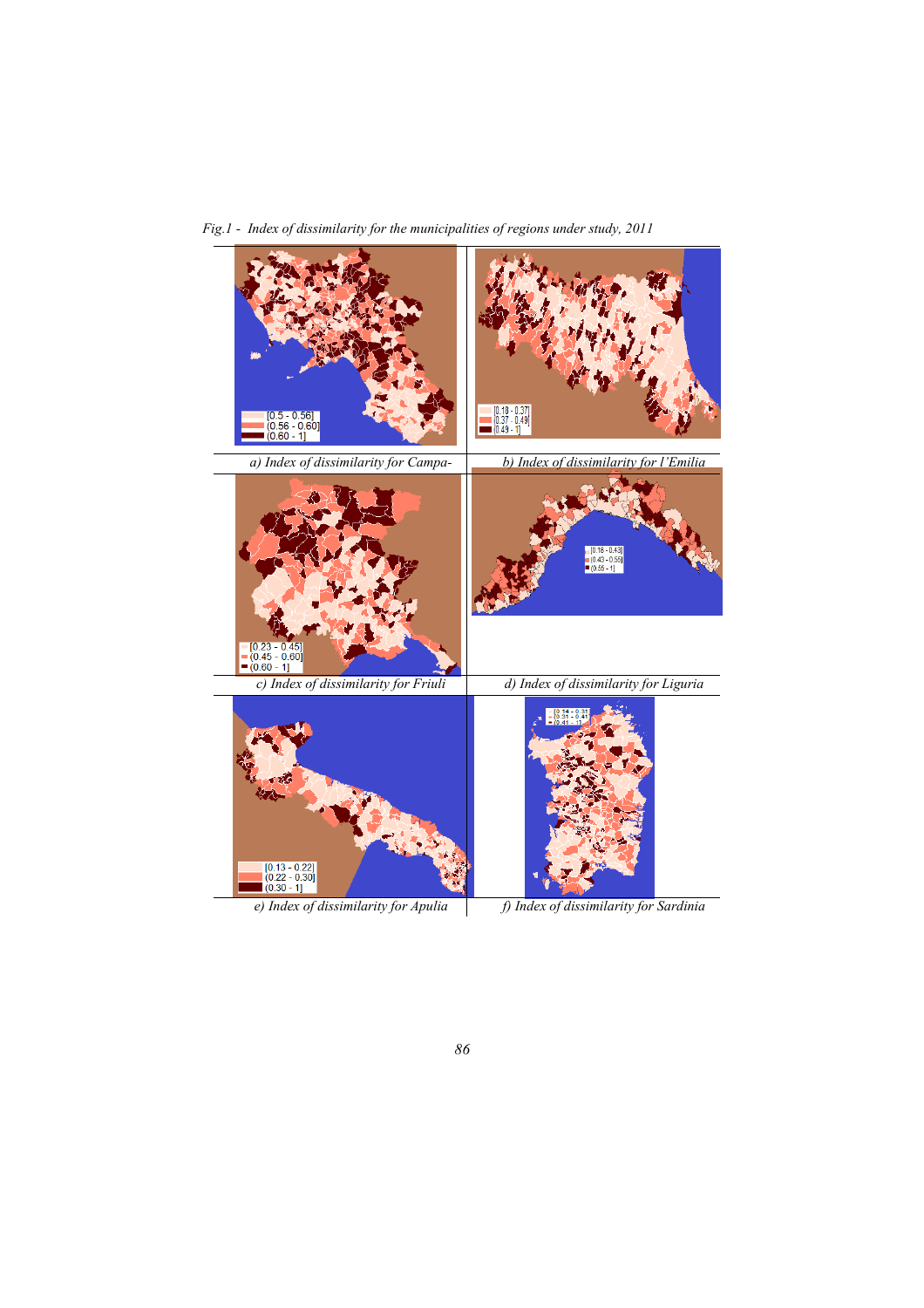*Fig.1 - Index of dissimilarity for the municipalities of regions under study, 2011*

[0.5 - 0.56]
(0.56 - 0.60]
(0.60 - 1]

*a) Index of dissimilarity for Campa-*

[0.18 - 0.37]
(0.37 - 0.49]
(0.49 - 1]

*b) Index of dissimilarity for l'Emilia*

[0.23 - 0.45]
(0.45 - 0.60]
(0.60 - 1]

*c) Index of dissimilarity for Friuli*

[0.18 - 0.43]
(0.43 - 0.55]
(0.55 - 1]

*d) Index of dissimilarity for Liguria*

[0.13 - 0.22]
(0.22 - 0.30]
(0.30 - 1]

*e) Index of dissimilarity for Apulia*

[0.14 - 0.31]
(0.31 - 0.41]
(0.41 - 1]

*f) Index of dissimilarity for Sardinia*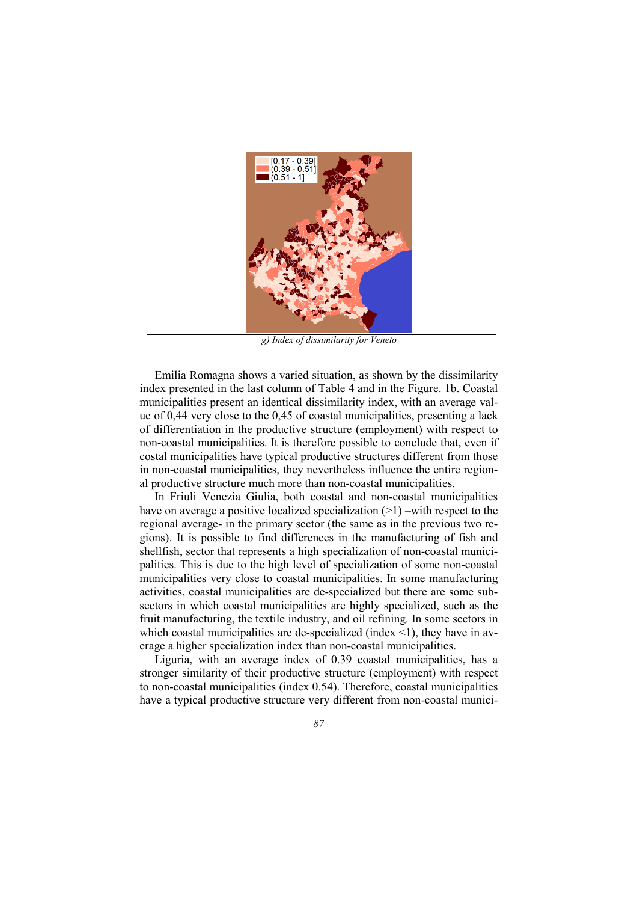[0.17 - 0.39]
(0.39 - 0.51]
(0.51 - 1]

*g) Index of dissimilarity for Veneto*

Emilia Romagna shows a varied situation, as shown by the dissimilarity index presented in the last column of Table 4 and in the Figure. 1b. Coastal municipalities present an identical dissimilarity index, with an average value of 0,44 very close to the 0,45 of coastal municipalities, presenting a lack of differentiation in the productive structure (employment) with respect to non-coastal municipalities. It is therefore possible to conclude that, even if costal municipalities have typical productive structures different from those in non-coastal municipalities, they nevertheless influence the entire regional productive structure much more than non-coastal municipalities.

In Friuli Venezia Giulia, both coastal and non-coastal municipalities have on average a positive localized specialization (>1) –with respect to the regional average- in the primary sector (the same as in the previous two regions). It is possible to find differences in the manufacturing of fish and shellfish, sector that represents a high specialization of non-coastal municipalities. This is due to the high level of specialization of some non-coastal municipalities very close to coastal municipalities. In some manufacturing activities, coastal municipalities are de-specialized but there are some subsectors in which coastal municipalities are highly specialized, such as the fruit manufacturing, the textile industry, and oil refining. In some sectors in which coastal municipalities are de-specialized (index <1), they have in average a higher specialization index than non-coastal municipalities.

Liguria, with an average index of 0.39 coastal municipalities, has a stronger similarity of their productive structure (employment) with respect to non-coastal municipalities (index 0.54). Therefore, coastal municipalities have a typical productive structure very different from non-coastal munici-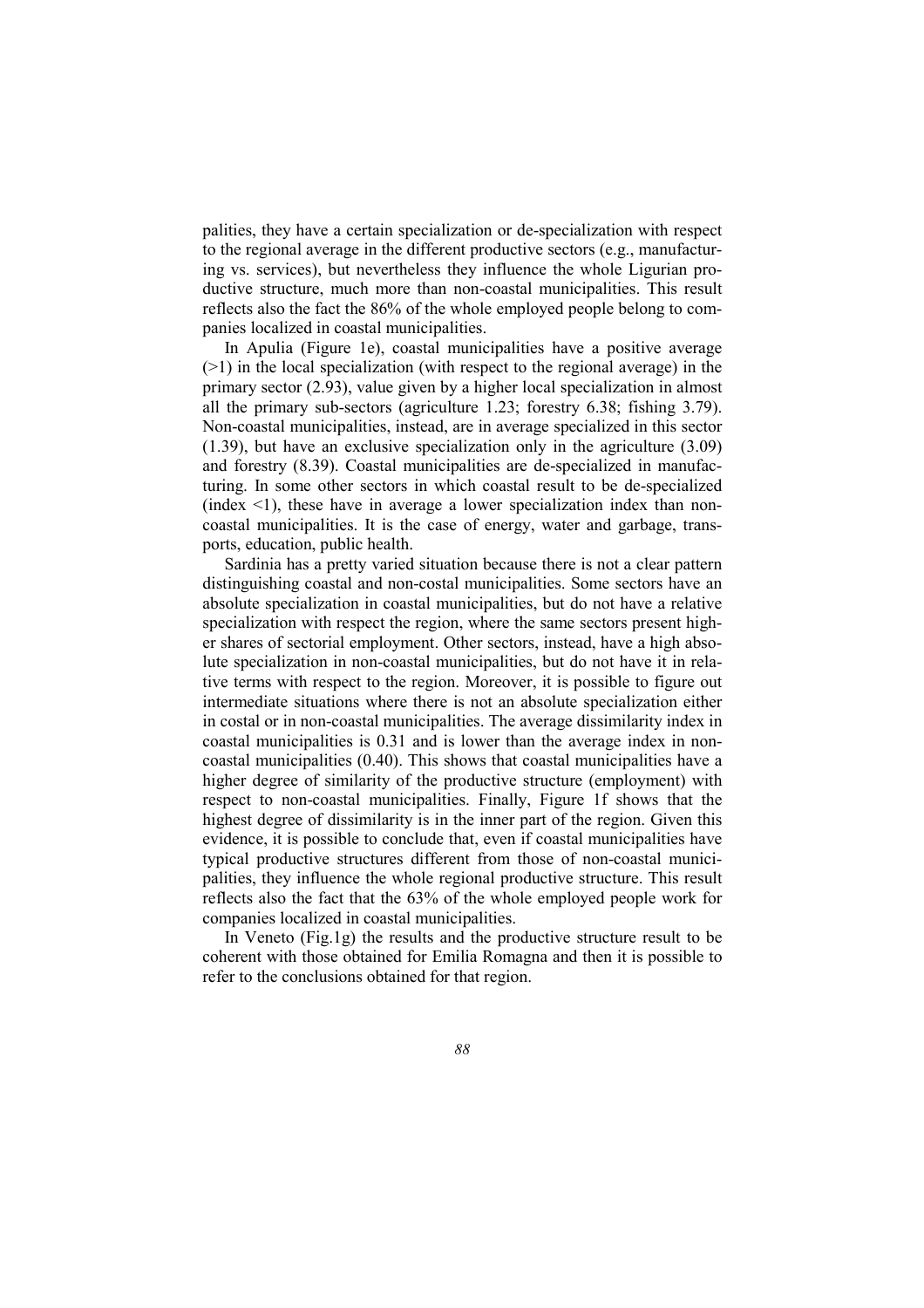palities, they have a certain specialization or de-specialization with respect to the regional average in the different productive sectors (e.g., manufacturing vs. services), but nevertheless they influence the whole Ligurian productive structure, much more than non-coastal municipalities. This result reflects also the fact the 86% of the whole employed people belong to companies localized in coastal municipalities.

In Apulia (Figure 1e), coastal municipalities have a positive average (>1) in the local specialization (with respect to the regional average) in the primary sector (2.93), value given by a higher local specialization in almost all the primary sub-sectors (agriculture 1.23; forestry 6.38; fishing 3.79). Non-coastal municipalities, instead, are in average specialized in this sector (1.39), but have an exclusive specialization only in the agriculture (3.09) and forestry (8.39). Coastal municipalities are de-specialized in manufacturing. In some other sectors in which coastal result to be de-specialized (index <1), these have in average a lower specialization index than non-coastal municipalities. It is the case of energy, water and garbage, transports, education, public health.

Sardinia has a pretty varied situation because there is not a clear pattern distinguishing coastal and non-costal municipalities. Some sectors have an absolute specialization in coastal municipalities, but do not have a relative specialization with respect the region, where the same sectors present higher shares of sectorial employment. Other sectors, instead, have a high absolute specialization in non-coastal municipalities, but do not have it in relative terms with respect to the region. Moreover, it is possible to figure out intermediate situations where there is not an absolute specialization either in costal or in non-coastal municipalities. The average dissimilarity index in coastal municipalities is 0.31 and is lower than the average index in non-coastal municipalities (0.40). This shows that coastal municipalities have a higher degree of similarity of the productive structure (employment) with respect to non-coastal municipalities. Finally, Figure 1f shows that the highest degree of dissimilarity is in the inner part of the region. Given this evidence, it is possible to conclude that, even if coastal municipalities have typical productive structures different from those of non-coastal municipalities, they influence the whole regional productive structure. This result reflects also the fact that the 63% of the whole employed people work for companies localized in coastal municipalities.

In Veneto (Fig.1g) the results and the productive structure result to be coherent with those obtained for Emilia Romagna and then it is possible to refer to the conclusions obtained for that region.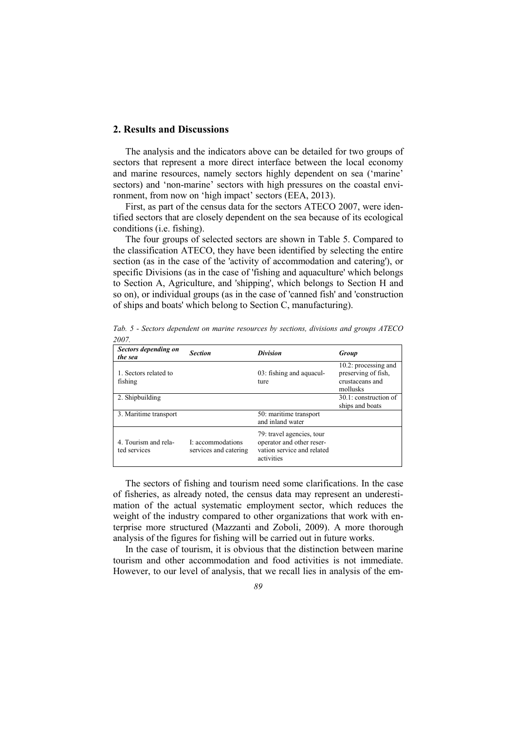## 2. Results and Discussions

The analysis and the indicators above can be detailed for two groups of sectors that represent a more direct interface between the local economy and marine resources, namely sectors highly dependent on sea ('marine' sectors) and 'non-marine' sectors with high pressures on the coastal environment, from now on 'high impact' sectors (EEA, 2013).

First, as part of the census data for the sectors ATECO 2007, were identified sectors that are closely dependent on the sea because of its ecological conditions (i.e. fishing).

The four groups of selected sectors are shown in Table 5. Compared to the classification ATECO, they have been identified by selecting the entire section (as in the case of the 'activity of accommodation and catering'), or specific Divisions (as in the case of 'fishing and aquaculture' which belongs to Section A, Agriculture, and 'shipping', which belongs to Section H and so on), or individual groups (as in the case of 'canned fish' and 'construction of ships and boats' which belong to Section C, manufacturing).

*Tab. 5 - Sectors dependent on marine resources by sections, divisions and groups ATECO 2007.*

| ***Sectors depending on the sea*** | ***Section*** | ***Division*** | ***Group*** |
|---|---|---|---|
| 1. Sectors related to fishing | | 03: fishing and aquaculture | 10.2: processing and preserving of fish, crustaceans and mollusks |
| 2. Shipbuilding | | | 30.1: construction of ships and boats |
| 3. Maritime transport | | 50: maritime transport and inland water | |
| 4. Tourism and related services | I: accommodations services and catering | 79: travel agencies, tour operator and other reservation service and related activities | |

The sectors of fishing and tourism need some clarifications. In the case of fisheries, as already noted, the census data may represent an underestimation of the actual systematic employment sector, which reduces the weight of the industry compared to other organizations that work with enterprise more structured (Mazzanti and Zoboli, 2009). A more thorough analysis of the figures for fishing will be carried out in future works.

In the case of tourism, it is obvious that the distinction between marine tourism and other accommodation and food activities is not immediate. However, to our level of analysis, that we recall lies in analysis of the em-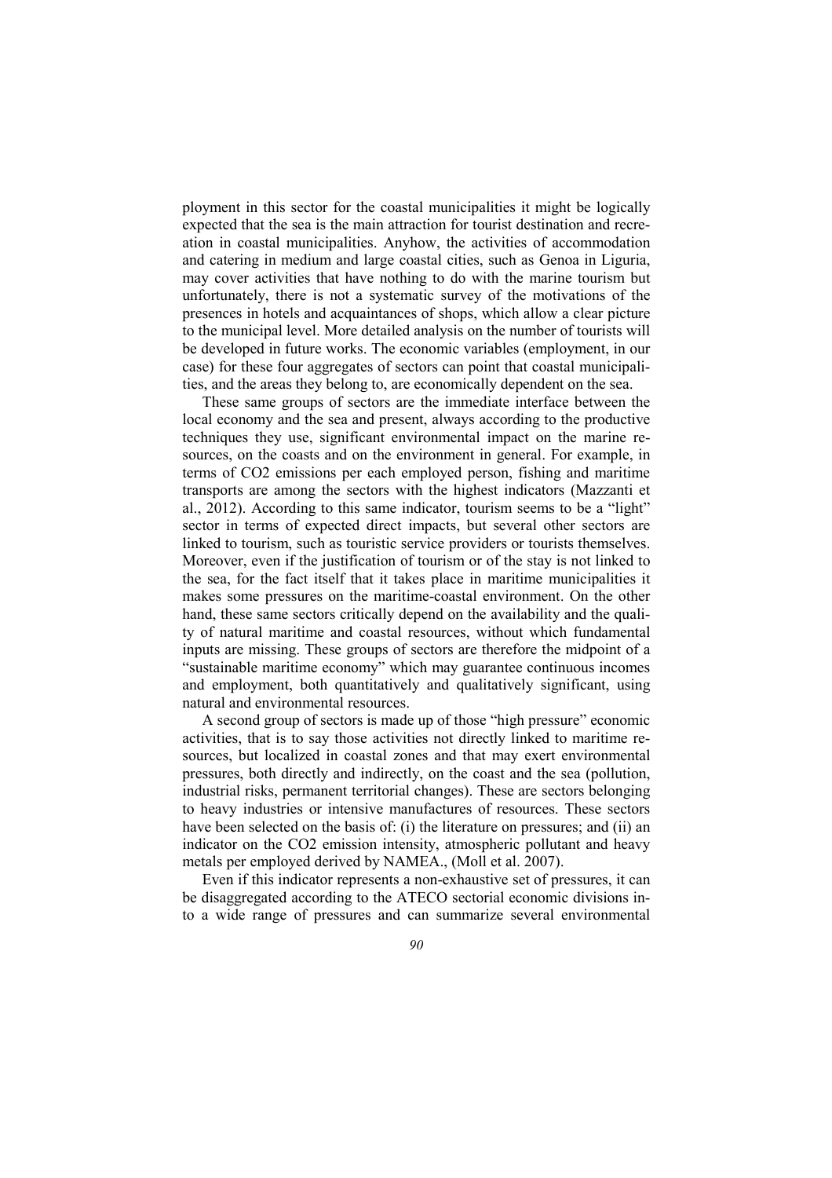ployment in this sector for the coastal municipalities it might be logically expected that the sea is the main attraction for tourist destination and recreation in coastal municipalities. Anyhow, the activities of accommodation and catering in medium and large coastal cities, such as Genoa in Liguria, may cover activities that have nothing to do with the marine tourism but unfortunately, there is not a systematic survey of the motivations of the presences in hotels and acquaintances of shops, which allow a clear picture to the municipal level. More detailed analysis on the number of tourists will be developed in future works. The economic variables (employment, in our case) for these four aggregates of sectors can point that coastal municipalities, and the areas they belong to, are economically dependent on the sea.

These same groups of sectors are the immediate interface between the local economy and the sea and present, always according to the productive techniques they use, significant environmental impact on the marine resources, on the coasts and on the environment in general. For example, in terms of $CO_2$ emissions per each employed person, fishing and maritime transports are among the sectors with the highest indicators (Mazzanti et al., 2012). According to this same indicator, tourism seems to be a "light" sector in terms of expected direct impacts, but several other sectors are linked to tourism, such as touristic service providers or tourists themselves. Moreover, even if the justification of tourism or of the stay is not linked to the sea, for the fact itself that it takes place in maritime municipalities it makes some pressures on the maritime-coastal environment. On the other hand, these same sectors critically depend on the availability and the quality of natural maritime and coastal resources, without which fundamental inputs are missing. These groups of sectors are therefore the midpoint of a "sustainable maritime economy" which may guarantee continuous incomes and employment, both quantitatively and qualitatively significant, using natural and environmental resources.

A second group of sectors is made up of those "high pressure" economic activities, that is to say those activities not directly linked to maritime resources, but localized in coastal zones and that may exert environmental pressures, both directly and indirectly, on the coast and the sea (pollution, industrial risks, permanent territorial changes). These are sectors belonging to heavy industries or intensive manufactures of resources. These sectors have been selected on the basis of: (i) the literature on pressures; and (ii) an indicator on the $CO_2$ emission intensity, atmospheric pollutant and heavy metals per employed derived by NAMEA., (Moll et al. 2007).

Even if this indicator represents a non-exhaustive set of pressures, it can be disaggregated according to the ATECO sectorial economic divisions into a wide range of pressures and can summarize several environmental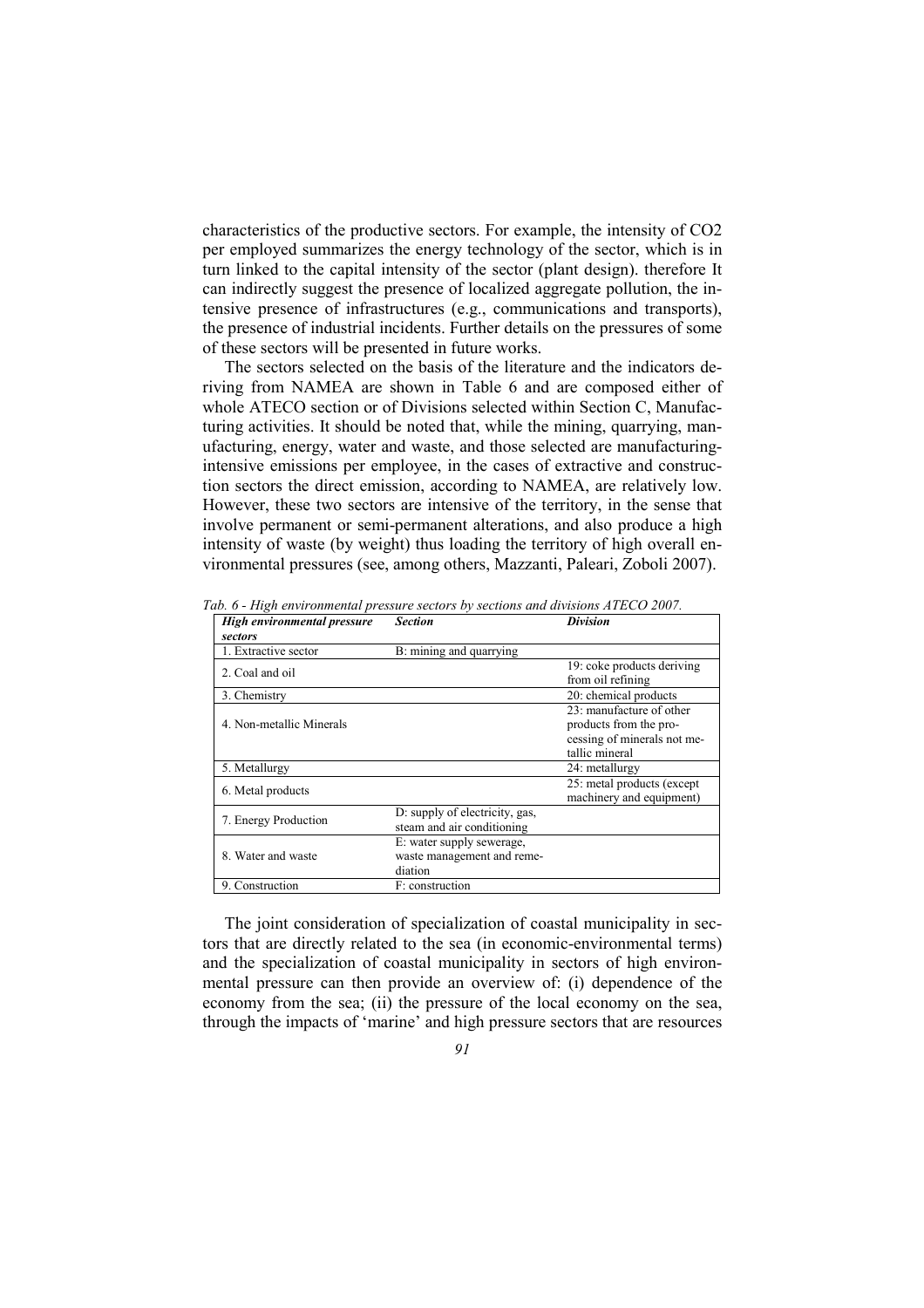characteristics of the productive sectors. For example, the intensity of $CO_2$ per employed summarizes the energy technology of the sector, which is in turn linked to the capital intensity of the sector (plant design). therefore It can indirectly suggest the presence of localized aggregate pollution, the intensive presence of infrastructures (e.g., communications and transports), the presence of industrial incidents. Further details on the pressures of some of these sectors will be presented in future works.

The sectors selected on the basis of the literature and the indicators deriving from NAMEA are shown in Table 6 and are composed either of whole ATECO section or of Divisions selected within Section C, Manufacturing activities. It should be noted that, while the mining, quarrying, manufacturing, energy, water and waste, and those selected are manufacturing-intensive emissions per employee, in the cases of extractive and construction sectors the direct emission, according to NAMEA, are relatively low. However, these two sectors are intensive of the territory, in the sense that involve permanent or semi-permanent alterations, and also produce a high intensity of waste (by weight) thus loading the territory of high overall environmental pressures (see, among others, Mazzanti, Paleari, Zoboli 2007).

*Tab. 6 - High environmental pressure sectors by sections and divisions ATECO 2007.*

| ***High environmental pressure sectors*** | ***Section*** | ***Division*** |
|---|---|---|
| 1. Extractive sector | B: mining and quarrying | |
| 2. Coal and oil | | 19: coke products deriving from oil refining |
| 3. Chemistry | | 20: chemical products |
| 4. Non-metallic Minerals | | 23: manufacture of other products from the processing of minerals not metallic mineral |
| 5. Metallurgy | | 24: metallurgy |
| 6. Metal products | | 25: metal products (except machinery and equipment) |
| 7. Energy Production | D: supply of electricity, gas, steam and air conditioning | |
| 8. Water and waste | E: water supply sewerage, waste management and remediation | |
| 9. Construction | F: construction | |

The joint consideration of specialization of coastal municipality in sectors that are directly related to the sea (in economic-environmental terms) and the specialization of coastal municipality in sectors of high environmental pressure can then provide an overview of: (i) dependence of the economy from the sea; (ii) the pressure of the local economy on the sea, through the impacts of 'marine' and high pressure sectors that are resources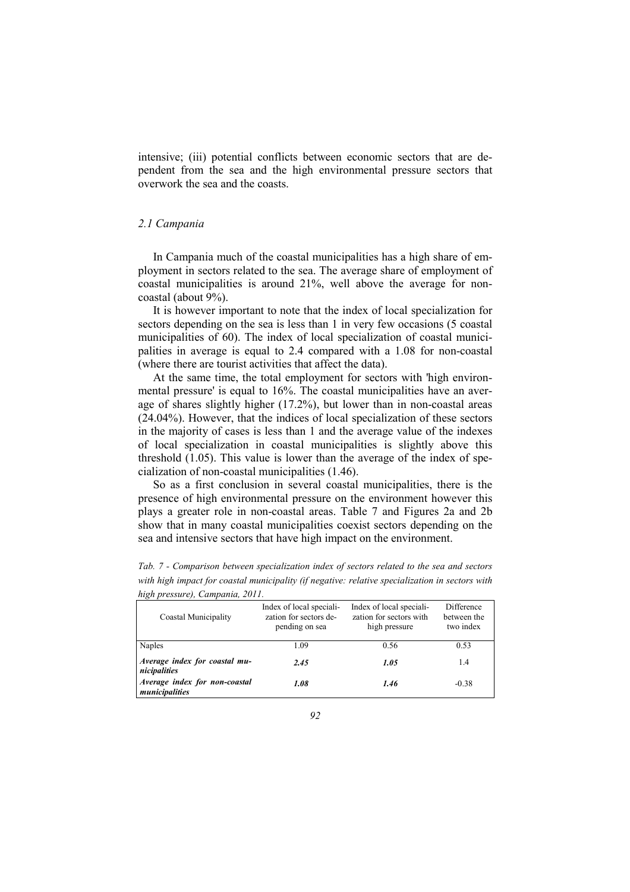intensive; (iii) potential conflicts between economic sectors that are dependent from the sea and the high environmental pressure sectors that overwork the sea and the coasts.

### *2.1 Campania*

In Campania much of the coastal municipalities has a high share of employment in sectors related to the sea. The average share of employment of coastal municipalities is around 21%, well above the average for non-coastal (about 9%).

It is however important to note that the index of local specialization for sectors depending on the sea is less than 1 in very few occasions (5 coastal municipalities of 60). The index of local specialization of coastal municipalities in average is equal to 2.4 compared with a 1.08 for non-coastal (where there are tourist activities that affect the data).

At the same time, the total employment for sectors with 'high environmental pressure' is equal to 16%. The coastal municipalities have an average of shares slightly higher (17.2%), but lower than in non-coastal areas (24.04%). However, that the indices of local specialization of these sectors in the majority of cases is less than 1 and the average value of the indexes of local specialization in coastal municipalities is slightly above this threshold (1.05). This value is lower than the average of the index of specialization of non-coastal municipalities (1.46).

So as a first conclusion in several coastal municipalities, there is the presence of high environmental pressure on the environment however this plays a greater role in non-coastal areas. Table 7 and Figures 2a and 2b show that in many coastal municipalities coexist sectors depending on the sea and intensive sectors that have high impact on the environment.

*Tab. 7 - Comparison between specialization index of sectors related to the sea and sectors with high impact for coastal municipality (if negative: relative specialization in sectors with high pressure), Campania, 2011.*

| Coastal Municipality | Index of local specialization for sectors depending on sea | Index of local specialization for sectors with high pressure | Difference between the two index |
|---|---|---|---|
| Naples | 1.09 | 0.56 | 0.53 |
| ***Average index for coastal municipalities*** | ***2.45*** | ***1.05*** | 1.4 |
| ***Average index for non-coastal municipalities*** | ***1.08*** | ***1.46*** | -0.38 |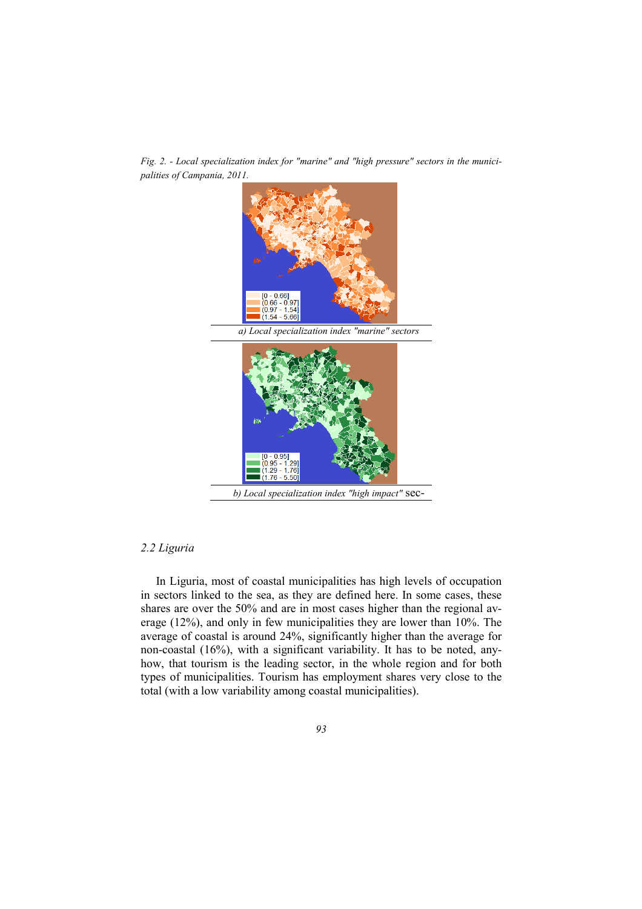*Fig. 2. - Local specialization index for "marine" and "high pressure" sectors in the municipalities of Campania, 2011.*

[0 - 0.66]
(0.66 - 0.97]
(0.97 - 1.54]
(1.54 - 5.66]

*a) Local specialization index "marine" sectors*

[0 - 0.95]
(0.95 - 1.29]
(1.29 - 1.76]
(1.76 - 5.50]

*b) Local specialization index "high impact"* sec-

## *2.2 Liguria*

In Liguria, most of coastal municipalities has high levels of occupation in sectors linked to the sea, as they are defined here. In some cases, these shares are over the 50% and are in most cases higher than the regional average (12%), and only in few municipalities they are lower than 10%. The average of coastal is around 24%, significantly higher than the average for non-coastal (16%), with a significant variability. It has to be noted, anyhow, that tourism is the leading sector, in the whole region and for both types of municipalities. Tourism has employment shares very close to the total (with a low variability among coastal municipalities).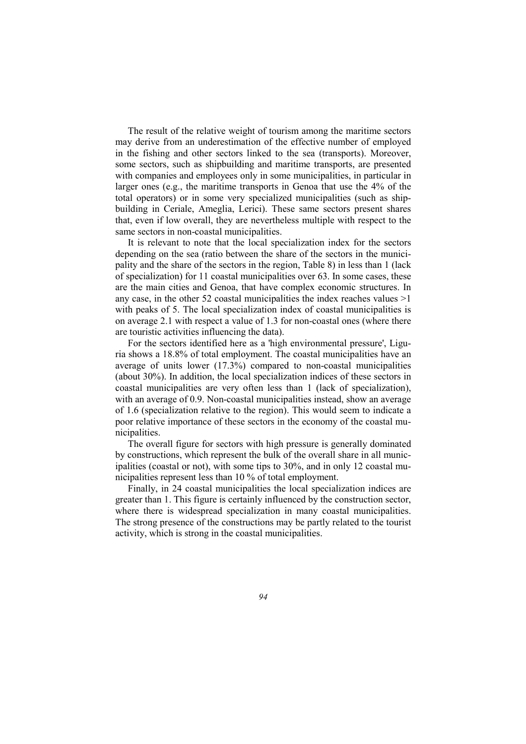The result of the relative weight of tourism among the maritime sectors may derive from an underestimation of the effective number of employed in the fishing and other sectors linked to the sea (transports). Moreover, some sectors, such as shipbuilding and maritime transports, are presented with companies and employees only in some municipalities, in particular in larger ones (e.g., the maritime transports in Genoa that use the 4% of the total operators) or in some very specialized municipalities (such as shipbuilding in Ceriale, Ameglia, Lerici). These same sectors present shares that, even if low overall, they are nevertheless multiple with respect to the same sectors in non-coastal municipalities.

It is relevant to note that the local specialization index for the sectors depending on the sea (ratio between the share of the sectors in the municipality and the share of the sectors in the region, Table 8) in less than 1 (lack of specialization) for 11 coastal municipalities over 63. In some cases, these are the main cities and Genoa, that have complex economic structures. In any case, in the other 52 coastal municipalities the index reaches values >1 with peaks of 5. The local specialization index of coastal municipalities is on average 2.1 with respect a value of 1.3 for non-coastal ones (where there are touristic activities influencing the data).

For the sectors identified here as a 'high environmental pressure', Liguria shows a 18.8% of total employment. The coastal municipalities have an average of units lower (17.3%) compared to non-coastal municipalities (about 30%). In addition, the local specialization indices of these sectors in coastal municipalities are very often less than 1 (lack of specialization), with an average of 0.9. Non-coastal municipalities instead, show an average of 1.6 (specialization relative to the region). This would seem to indicate a poor relative importance of these sectors in the economy of the coastal municipalities.

The overall figure for sectors with high pressure is generally dominated by constructions, which represent the bulk of the overall share in all municipalities (coastal or not), with some tips to 30%, and in only 12 coastal municipalities represent less than 10 % of total employment.

Finally, in 24 coastal municipalities the local specialization indices are greater than 1. This figure is certainly influenced by the construction sector, where there is widespread specialization in many coastal municipalities. The strong presence of the constructions may be partly related to the tourist activity, which is strong in the coastal municipalities.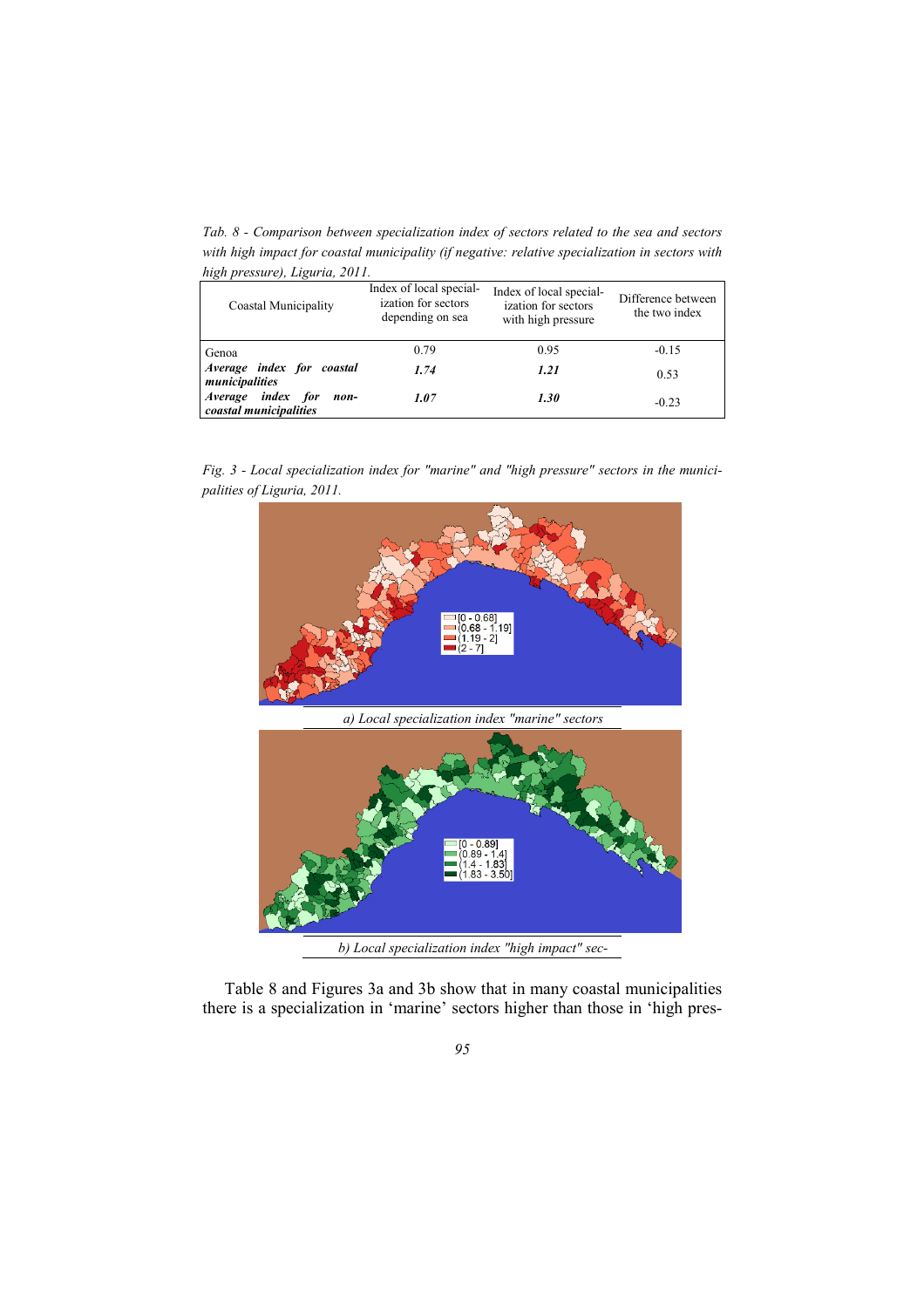*Tab. 8 - Comparison between specialization index of sectors related to the sea and sectors with high impact for coastal municipality (if negative: relative specialization in sectors with high pressure), Liguria, 2011.*

| Coastal Municipality | Index of local specialization for sectors depending on sea | Index of local specialization for sectors with high pressure | Difference between the two index |
|---|---|---|---|
| Genoa | 0.79 | 0.95 | -0.15 |
| ***Average index for coastal municipalities*** | ***1.74*** | ***1.21*** | 0.53 |
| ***Average index for non-coastal municipalities*** | ***1.07*** | ***1.30*** | -0.23 |

*Fig. 3 - Local specialization index for "marine" and "high pressure" sectors in the municipalities of Liguria, 2011.*

*a) Local specialization index "marine" sectors*

*b) Local specialization index "high impact" sec-*

Table 8 and Figures 3a and 3b show that in many coastal municipalities there is a specialization in 'marine' sectors higher than those in 'high pres-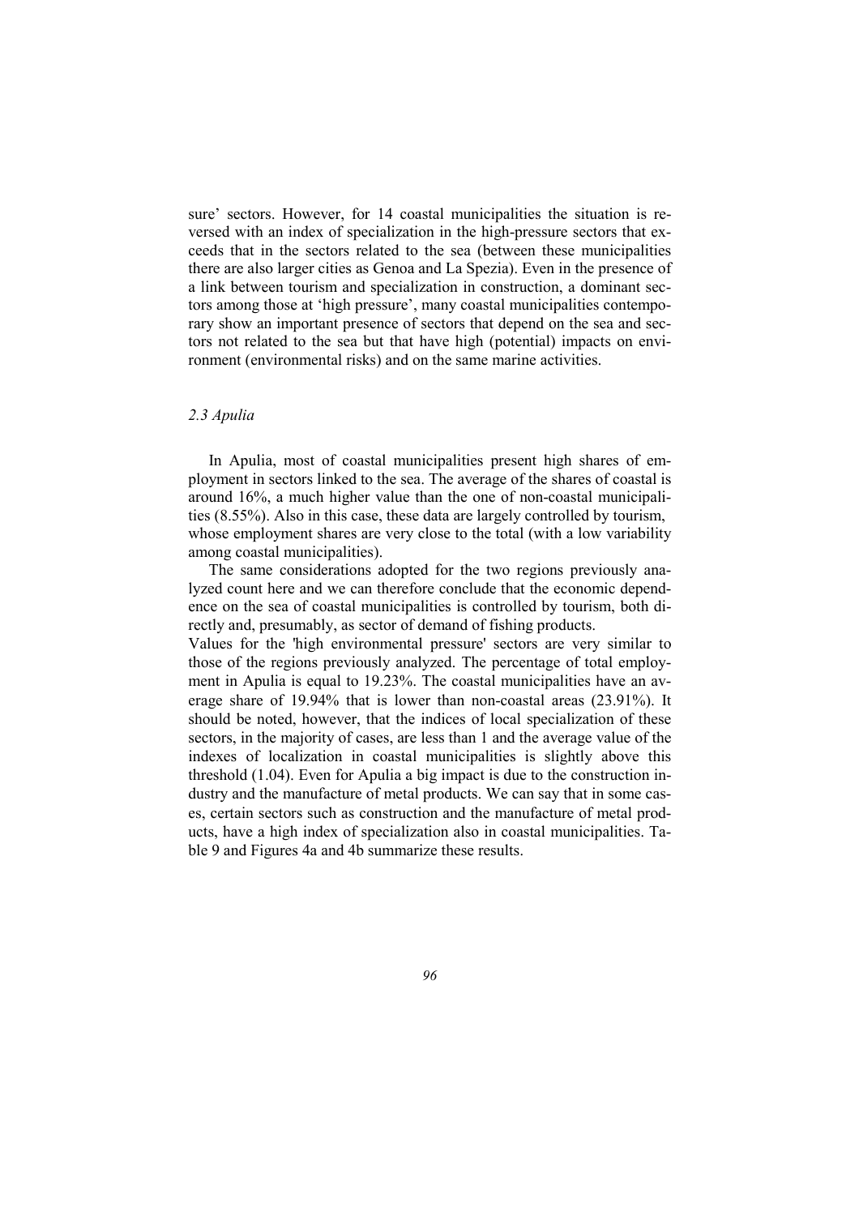sure' sectors. However, for 14 coastal municipalities the situation is reversed with an index of specialization in the high-pressure sectors that exceeds that in the sectors related to the sea (between these municipalities there are also larger cities as Genoa and La Spezia). Even in the presence of a link between tourism and specialization in construction, a dominant sectors among those at 'high pressure', many coastal municipalities contemporary show an important presence of sectors that depend on the sea and sectors not related to the sea but that have high (potential) impacts on environment (environmental risks) and on the same marine activities.

### *2.3 Apulia*

In Apulia, most of coastal municipalities present high shares of employment in sectors linked to the sea. The average of the shares of coastal is around 16%, a much higher value than the one of non-coastal municipalities (8.55%). Also in this case, these data are largely controlled by tourism, whose employment shares are very close to the total (with a low variability among coastal municipalities).

The same considerations adopted for the two regions previously analyzed count here and we can therefore conclude that the economic dependence on the sea of coastal municipalities is controlled by tourism, both directly and, presumably, as sector of demand of fishing products.

Values for the 'high environmental pressure' sectors are very similar to those of the regions previously analyzed. The percentage of total employment in Apulia is equal to 19.23%. The coastal municipalities have an average share of 19.94% that is lower than non-coastal areas (23.91%). It should be noted, however, that the indices of local specialization of these sectors, in the majority of cases, are less than 1 and the average value of the indexes of localization in coastal municipalities is slightly above this threshold (1.04). Even for Apulia a big impact is due to the construction industry and the manufacture of metal products. We can say that in some cases, certain sectors such as construction and the manufacture of metal products, have a high index of specialization also in coastal municipalities. Table 9 and Figures 4a and 4b summarize these results.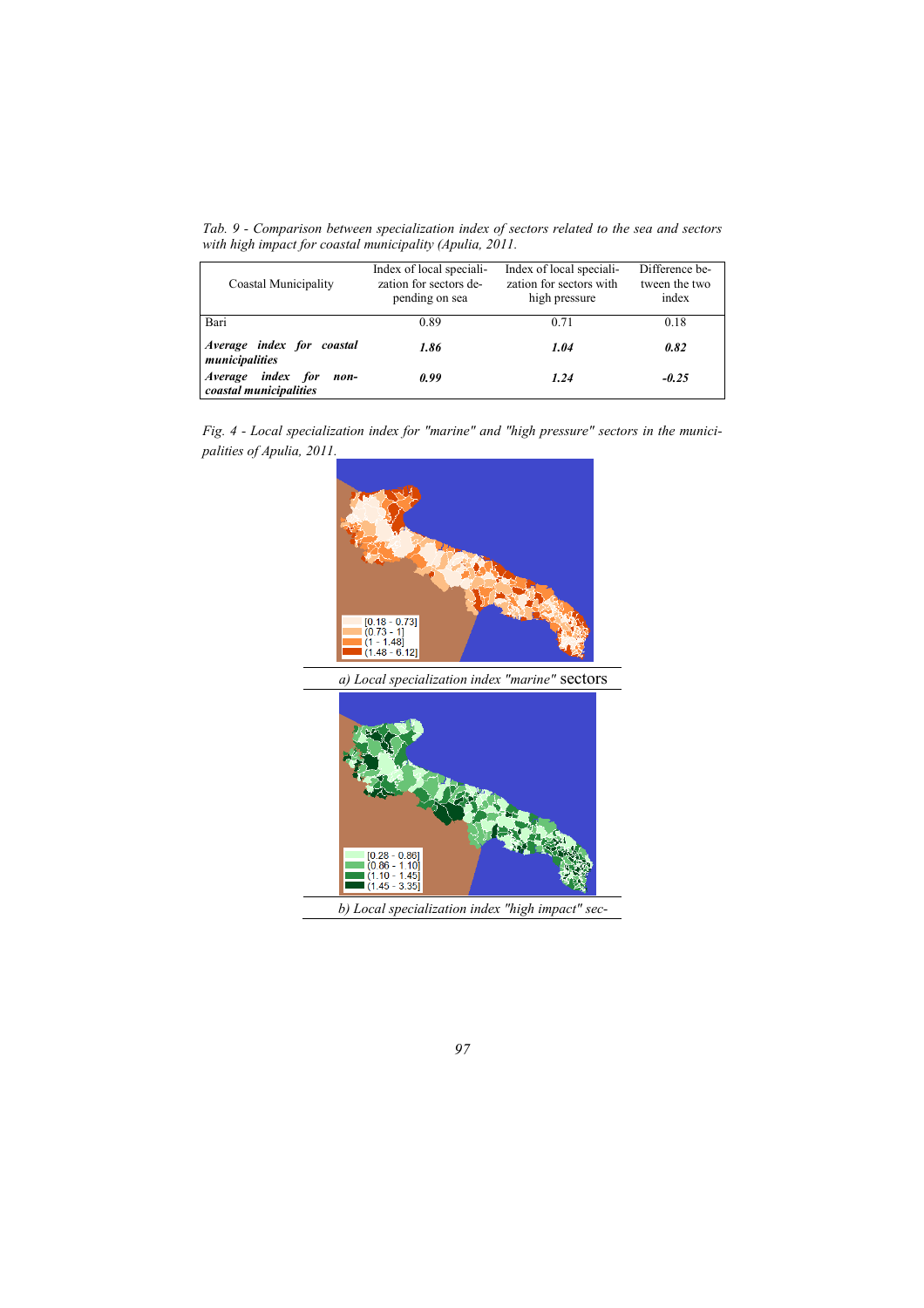*Tab. 9 - Comparison between specialization index of sectors related to the sea and sectors with high impact for coastal municipality (Apulia, 2011.*

| Coastal Municipality | Index of local specialization for sectors depending on sea | Index of local specialization for sectors with high pressure | Difference between the two index |
|---|---|---|---|
| Bari | 0.89 | 0.71 | 0.18 |
| ***Average index for coastal municipalities*** | ***1.86*** | ***1.04*** | ***0.82*** |
| ***Average index for non-coastal municipalities*** | ***0.99*** | ***1.24*** | ***-0.25*** |

*Fig. 4 - Local specialization index for "marine" and "high pressure" sectors in the municipalities of Apulia, 2011.*

[0.18 - 0.73]
(0.73 - 1]
(1 - 1.48]
(1.48 - 6.12]

*a) Local specialization index "marine"* sectors

[0.28 - 0.86]
(0.86 - 1.10]
(1.10 - 1.45]
(1.45 - 3.35]

*b) Local specialization index "high impact" sec-*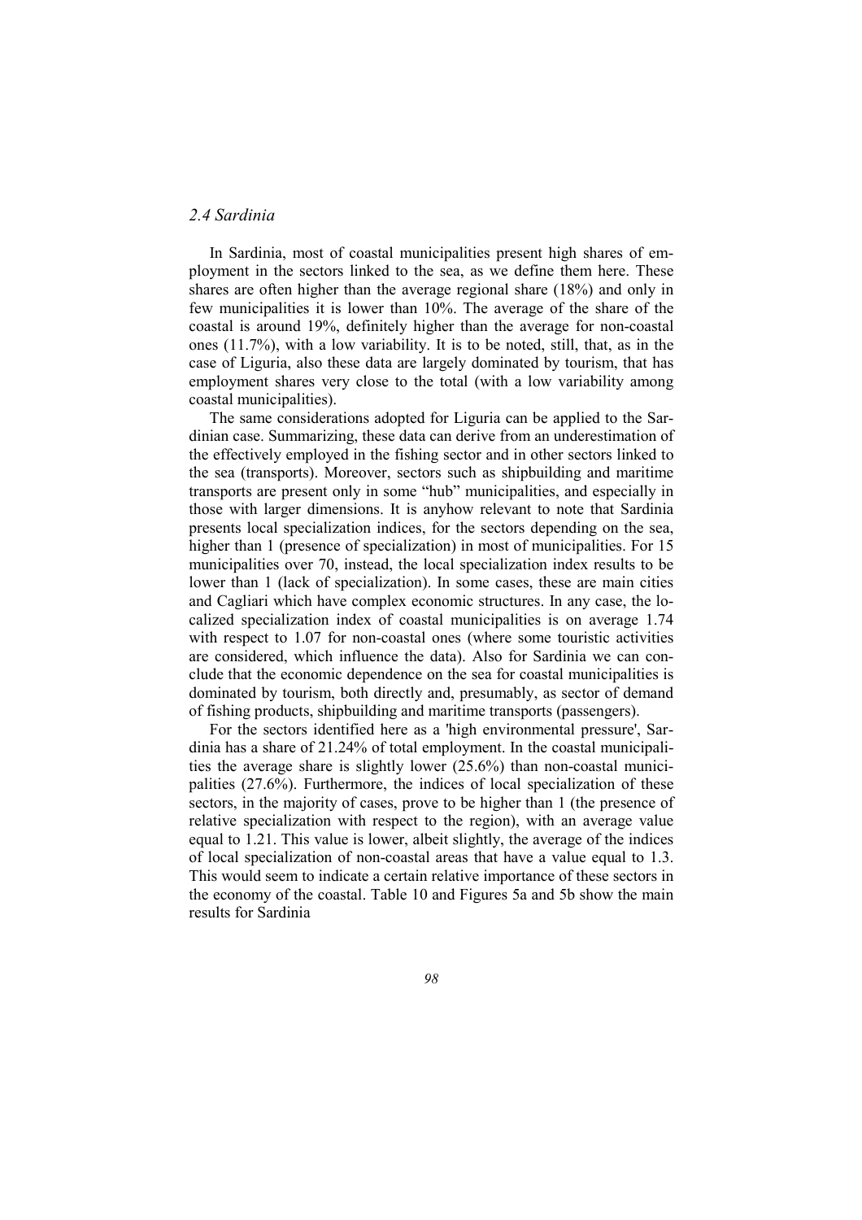### *2.4 Sardinia*

In Sardinia, most of coastal municipalities present high shares of employment in the sectors linked to the sea, as we define them here. These shares are often higher than the average regional share (18%) and only in few municipalities it is lower than 10%. The average of the share of the coastal is around 19%, definitely higher than the average for non-coastal ones (11.7%), with a low variability. It is to be noted, still, that, as in the case of Liguria, also these data are largely dominated by tourism, that has employment shares very close to the total (with a low variability among coastal municipalities).

The same considerations adopted for Liguria can be applied to the Sardinian case. Summarizing, these data can derive from an underestimation of the effectively employed in the fishing sector and in other sectors linked to the sea (transports). Moreover, sectors such as shipbuilding and maritime transports are present only in some "hub" municipalities, and especially in those with larger dimensions. It is anyhow relevant to note that Sardinia presents local specialization indices, for the sectors depending on the sea, higher than 1 (presence of specialization) in most of municipalities. For 15 municipalities over 70, instead, the local specialization index results to be lower than 1 (lack of specialization). In some cases, these are main cities and Cagliari which have complex economic structures. In any case, the localized specialization index of coastal municipalities is on average 1.74 with respect to 1.07 for non-coastal ones (where some touristic activities are considered, which influence the data). Also for Sardinia we can conclude that the economic dependence on the sea for coastal municipalities is dominated by tourism, both directly and, presumably, as sector of demand of fishing products, shipbuilding and maritime transports (passengers).

For the sectors identified here as a 'high environmental pressure', Sardinia has a share of 21.24% of total employment. In the coastal municipalities the average share is slightly lower (25.6%) than non-coastal municipalities (27.6%). Furthermore, the indices of local specialization of these sectors, in the majority of cases, prove to be higher than 1 (the presence of relative specialization with respect to the region), with an average value equal to 1.21. This value is lower, albeit slightly, the average of the indices of local specialization of non-coastal areas that have a value equal to 1.3. This would seem to indicate a certain relative importance of these sectors in the economy of the coastal. Table 10 and Figures 5a and 5b show the main results for Sardinia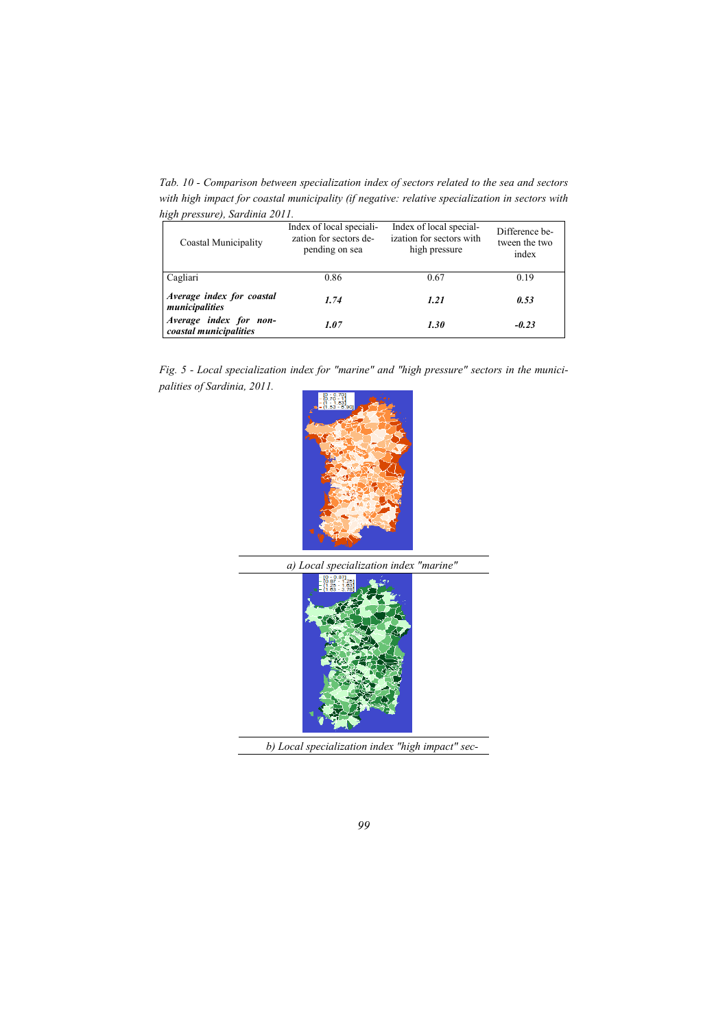*Tab. 10 - Comparison between specialization index of sectors related to the sea and sectors with high impact for coastal municipality (if negative: relative specialization in sectors with high pressure), Sardinia 2011.*

| Coastal Municipality | Index of local specialization for sectors depending on sea | Index of local specialization for sectors with high pressure | Difference between the two index |
|---|---|---|---|
| Cagliari | 0.86 | 0.67 | 0.19 |
| ***Average index for coastal municipalities*** | ***1.74*** | ***1.21*** | ***0.53*** |
| ***Average index for non-coastal municipalities*** | ***1.07*** | ***1.30*** | ***-0.23*** |

*Fig. 5 - Local specialization index for "marine" and "high pressure" sectors in the municipalities of Sardinia, 2011.*

*a) Local specialization index "marine"*

*b) Local specialization index "high impact" sec-*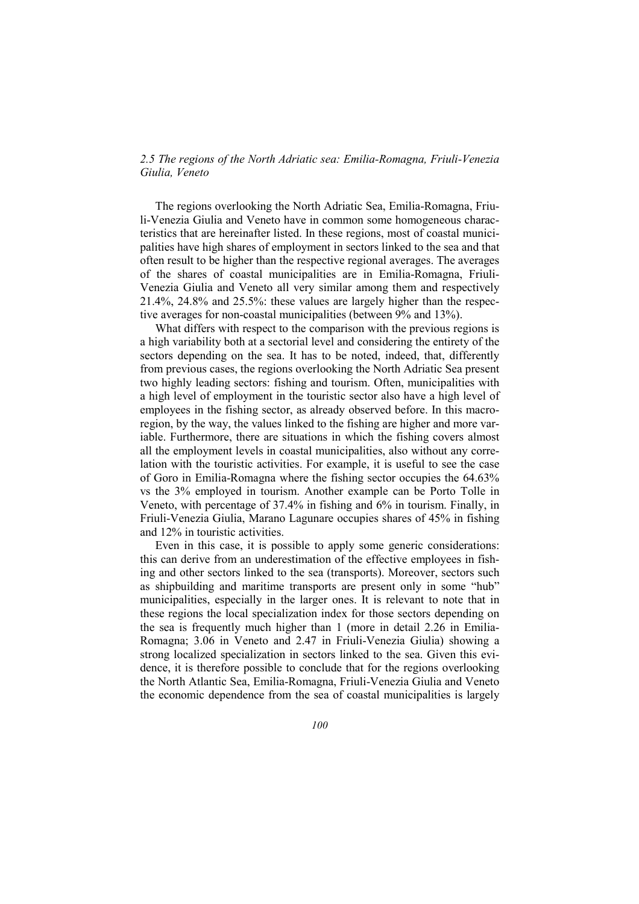*2.5 The regions of the North Adriatic sea: Emilia-Romagna, Friuli-Venezia Giulia, Veneto*

The regions overlooking the North Adriatic Sea, Emilia-Romagna, Friuli-Venezia Giulia and Veneto have in common some homogeneous characteristics that are hereinafter listed. In these regions, most of coastal municipalities have high shares of employment in sectors linked to the sea and that often result to be higher than the respective regional averages. The averages of the shares of coastal municipalities are in Emilia-Romagna, Friuli-Venezia Giulia and Veneto all very similar among them and respectively 21.4%, 24.8% and 25.5%: these values are largely higher than the respective averages for non-coastal municipalities (between 9% and 13%).

What differs with respect to the comparison with the previous regions is a high variability both at a sectorial level and considering the entirety of the sectors depending on the sea. It has to be noted, indeed, that, differently from previous cases, the regions overlooking the North Adriatic Sea present two highly leading sectors: fishing and tourism. Often, municipalities with a high level of employment in the touristic sector also have a high level of employees in the fishing sector, as already observed before. In this macro-region, by the way, the values linked to the fishing are higher and more variable. Furthermore, there are situations in which the fishing covers almost all the employment levels in coastal municipalities, also without any correlation with the touristic activities. For example, it is useful to see the case of Goro in Emilia-Romagna where the fishing sector occupies the 64.63% vs the 3% employed in tourism. Another example can be Porto Tolle in Veneto, with percentage of 37.4% in fishing and 6% in tourism. Finally, in Friuli-Venezia Giulia, Marano Lagunare occupies shares of 45% in fishing and 12% in touristic activities.

Even in this case, it is possible to apply some generic considerations: this can derive from an underestimation of the effective employees in fishing and other sectors linked to the sea (transports). Moreover, sectors such as shipbuilding and maritime transports are present only in some "hub" municipalities, especially in the larger ones. It is relevant to note that in these regions the local specialization index for those sectors depending on the sea is frequently much higher than 1 (more in detail 2.26 in Emilia-Romagna; 3.06 in Veneto and 2.47 in Friuli-Venezia Giulia) showing a strong localized specialization in sectors linked to the sea. Given this evidence, it is therefore possible to conclude that for the regions overlooking the North Atlantic Sea, Emilia-Romagna, Friuli-Venezia Giulia and Veneto the economic dependence from the sea of coastal municipalities is largely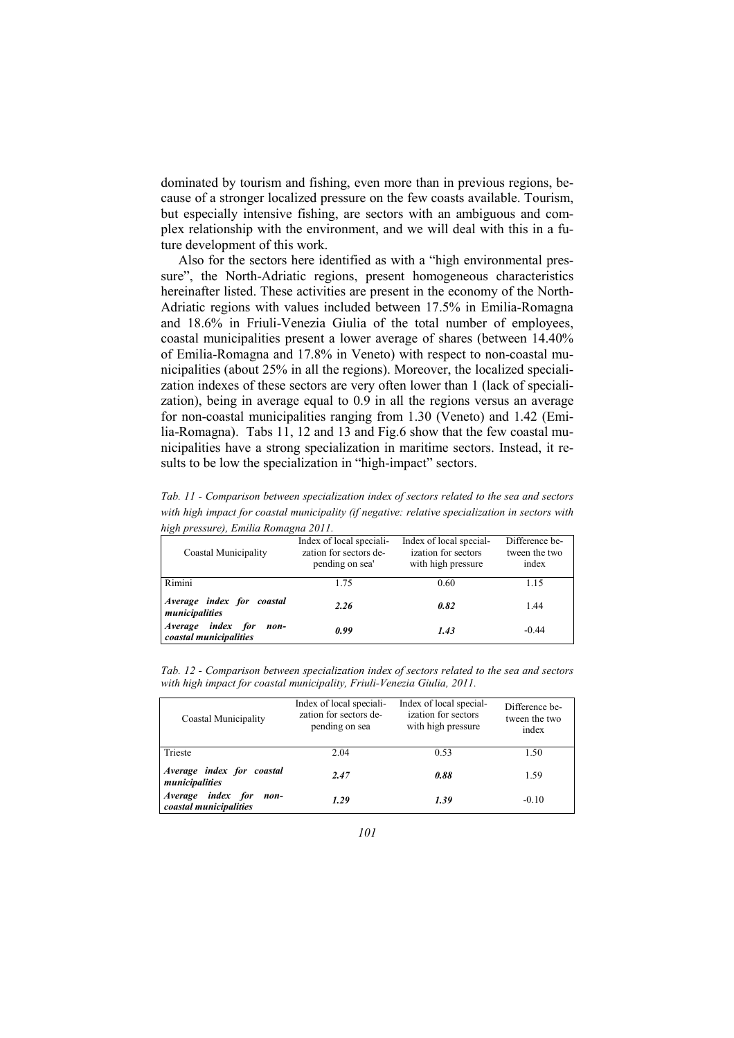dominated by tourism and fishing, even more than in previous regions, because of a stronger localized pressure on the few coasts available. Tourism, but especially intensive fishing, are sectors with an ambiguous and complex relationship with the environment, and we will deal with this in a future development of this work.

Also for the sectors here identified as with a "high environmental pressure", the North-Adriatic regions, present homogeneous characteristics hereinafter listed. These activities are present in the economy of the North-Adriatic regions with values included between 17.5% in Emilia-Romagna and 18.6% in Friuli-Venezia Giulia of the total number of employees, coastal municipalities present a lower average of shares (between 14.40% of Emilia-Romagna and 17.8% in Veneto) with respect to non-coastal municipalities (about 25% in all the regions). Moreover, the localized specialization indexes of these sectors are very often lower than 1 (lack of specialization), being in average equal to 0.9 in all the regions versus an average for non-coastal municipalities ranging from 1.30 (Veneto) and 1.42 (Emilia-Romagna). Tabs 11, 12 and 13 and Fig.6 show that the few coastal municipalities have a strong specialization in maritime sectors. Instead, it results to be low the specialization in "high-impact" sectors.

*Tab. 11 - Comparison between specialization index of sectors related to the sea and sectors with high impact for coastal municipality (if negative: relative specialization in sectors with high pressure), Emilia Romagna 2011.*

| Coastal Municipality | Index of local specialization for sectors depending on sea' | Index of local specialization for sectors with high pressure | Difference between the two index |
|---|---|---|---|
| Rimini | 1.75 | 0.60 | 1.15 |
| ***Average index for coastal municipalities*** | ***2.26*** | ***0.82*** | 1.44 |
| ***Average index for non-coastal municipalities*** | ***0.99*** | ***1.43*** | -0.44 |

*Tab. 12 - Comparison between specialization index of sectors related to the sea and sectors with high impact for coastal municipality, Friuli-Venezia Giulia, 2011.*

| Coastal Municipality | Index of local specialization for sectors depending on sea | Index of local specialization for sectors with high pressure | Difference between the two index |
|---|---|---|---|
| Trieste | 2.04 | 0.53 | 1.50 |
| ***Average index for coastal municipalities*** | ***2.47*** | ***0.88*** | 1.59 |
| ***Average index for non-coastal municipalities*** | ***1.29*** | ***1.39*** | -0.10 |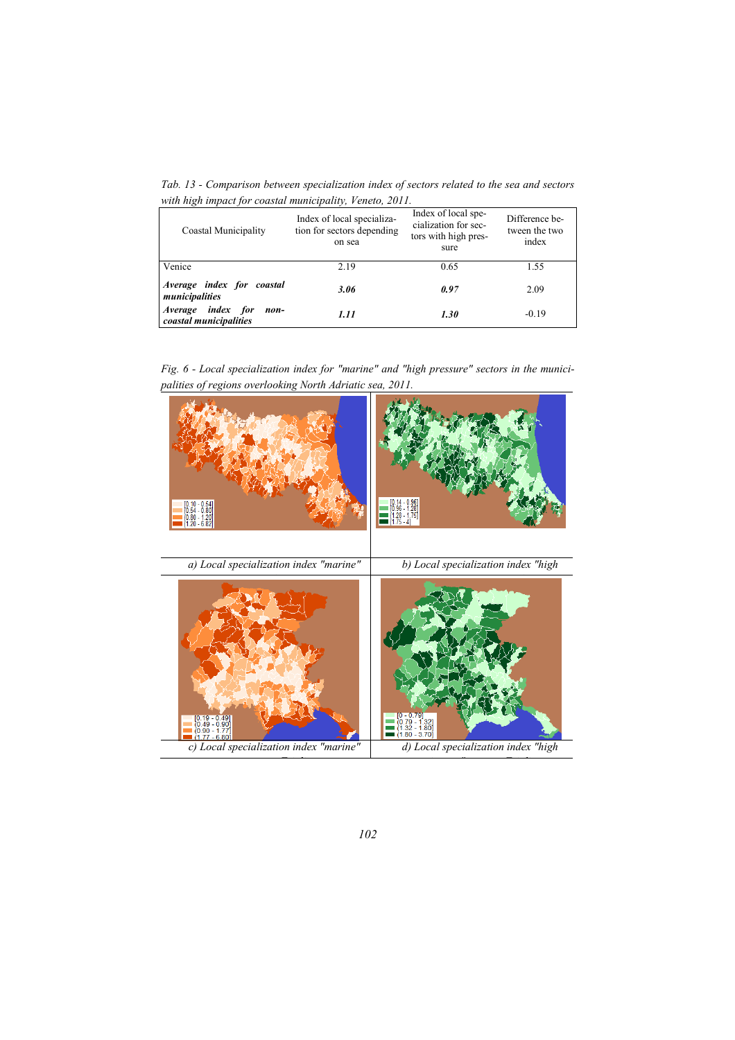*Tab. 13 - Comparison between specialization index of sectors related to the sea and sectors with high impact for coastal municipality, Veneto, 2011.*

| Coastal Municipality | Index of local specialization for sectors depending on sea | Index of local specialization for sectors with high pressure | Difference between the two index |
|---|---|---|---|
| Venice | 2.19 | 0.65 | 1.55 |
| ***Average index for coastal municipalities*** | ***3.06*** | ***0.97*** | 2.09 |
| ***Average index for non-coastal municipalities*** | ***1.11*** | ***1.30*** | -0.19 |

*Fig. 6 - Local specialization index for "marine" and "high pressure" sectors in the municipalities of regions overlooking North Adriatic sea, 2011.*

[0.10 - 0.54]
(0.54 - 0.80]
(0.80 - 1.20]
(1.20 - 6.82]

*a) Local specialization index "marine"*

[0.14 - 0.96]
(0.96 - 1.28]
(1.28 - 1.75]
(1.75 - 4]

*b) Local specialization index "high*

[0.19 - 0.49]
(0.49 - 0.90]
(0.90 - 1.77]
(1.77 - 6.80]

*c) Local specialization index "marine"*

[0 - 0.79]
(0.79 - 1.32]
(1.32 - 1.80]
(1.80 - 3.70]

*d) Local specialization index "high*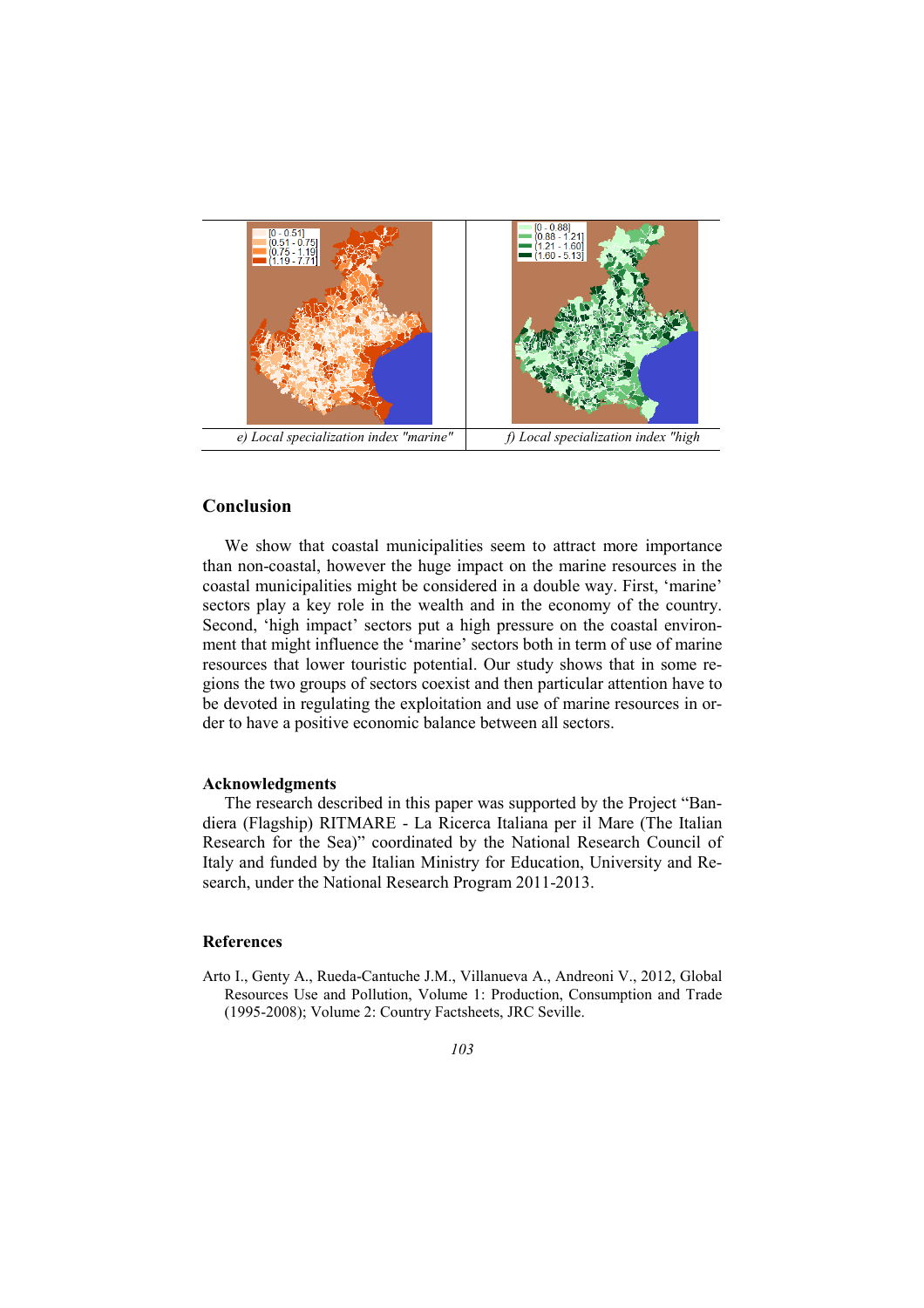| e) Local specialization index "marine" | f) Local specialization index "high |
|---|---|

## Conclusion

We show that coastal municipalities seem to attract more importance than non-coastal, however the huge impact on the marine resources in the coastal municipalities might be considered in a double way. First, 'marine' sectors play a key role in the wealth and in the economy of the country. Second, 'high impact' sectors put a high pressure on the coastal environment that might influence the 'marine' sectors both in term of use of marine resources that lower touristic potential. Our study shows that in some regions the two groups of sectors coexist and then particular attention have to be devoted in regulating the exploitation and use of marine resources in order to have a positive economic balance between all sectors.

### Acknowledgments

The research described in this paper was supported by the Project "Bandiera (Flagship) RITMARE - La Ricerca Italiana per il Mare (The Italian Research for the Sea)" coordinated by the National Research Council of Italy and funded by the Italian Ministry for Education, University and Research, under the National Research Program 2011-2013.

## References

Arto I., Genty A., Rueda-Cantuche J.M., Villanueva A., Andreoni V., 2012, Global Resources Use and Pollution, Volume 1: Production, Consumption and Trade (1995-2008); Volume 2: Country Factsheets, JRC Seville.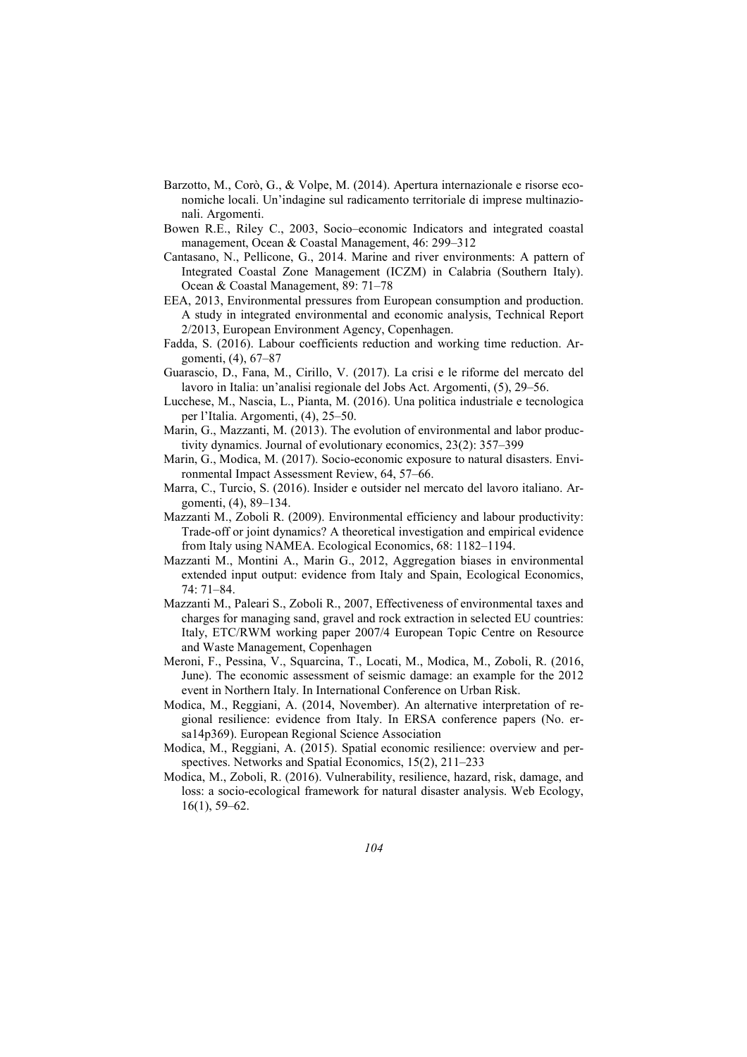Barzotto, M., Corò, G., & Volpe, M. (2014). Apertura internazionale e risorse economiche locali. Un'indagine sul radicamento territoriale di imprese multinazionali. Argomenti.

Bowen R.E., Riley C., 2003, Socio–economic Indicators and integrated coastal management, Ocean & Coastal Management, 46: 299–312

Cantasano, N., Pellicone, G., 2014. Marine and river environments: A pattern of Integrated Coastal Zone Management (ICZM) in Calabria (Southern Italy). Ocean & Coastal Management, 89: 71–78

EEA, 2013, Environmental pressures from European consumption and production. A study in integrated environmental and economic analysis, Technical Report 2/2013, European Environment Agency, Copenhagen.

Fadda, S. (2016). Labour coefficients reduction and working time reduction. Argomenti, (4), 67–87

Guarascio, D., Fana, M., Cirillo, V. (2017). La crisi e le riforme del mercato del lavoro in Italia: un'analisi regionale del Jobs Act. Argomenti, (5), 29–56.

Lucchese, M., Nascia, L., Pianta, M. (2016). Una politica industriale e tecnologica per l'Italia. Argomenti, (4), 25–50.

Marin, G., Mazzanti, M. (2013). The evolution of environmental and labor productivity dynamics. Journal of evolutionary economics, 23(2): 357–399

Marin, G., Modica, M. (2017). Socio-economic exposure to natural disasters. Environmental Impact Assessment Review, 64, 57–66.

Marra, C., Turcio, S. (2016). Insider e outsider nel mercato del lavoro italiano. Argomenti, (4), 89–134.

Mazzanti M., Zoboli R. (2009). Environmental efficiency and labour productivity: Trade-off or joint dynamics? A theoretical investigation and empirical evidence from Italy using NAMEA. Ecological Economics, 68: 1182–1194.

Mazzanti M., Montini A., Marin G., 2012, Aggregation biases in environmental extended input output: evidence from Italy and Spain, Ecological Economics, 74: 71–84.

Mazzanti M., Paleari S., Zoboli R., 2007, Effectiveness of environmental taxes and charges for managing sand, gravel and rock extraction in selected EU countries: Italy, ETC/RWM working paper 2007/4 European Topic Centre on Resource and Waste Management, Copenhagen

Meroni, F., Pessina, V., Squarcina, T., Locati, M., Modica, M., Zoboli, R. (2016, June). The economic assessment of seismic damage: an example for the 2012 event in Northern Italy. In International Conference on Urban Risk.

Modica, M., Reggiani, A. (2014, November). An alternative interpretation of regional resilience: evidence from Italy. In ERSA conference papers (No. ersa14p369). European Regional Science Association

Modica, M., Reggiani, A. (2015). Spatial economic resilience: overview and perspectives. Networks and Spatial Economics, 15(2), 211–233

Modica, M., Zoboli, R. (2016). Vulnerability, resilience, hazard, risk, damage, and loss: a socio-ecological framework for natural disaster analysis. Web Ecology, 16(1), 59–62.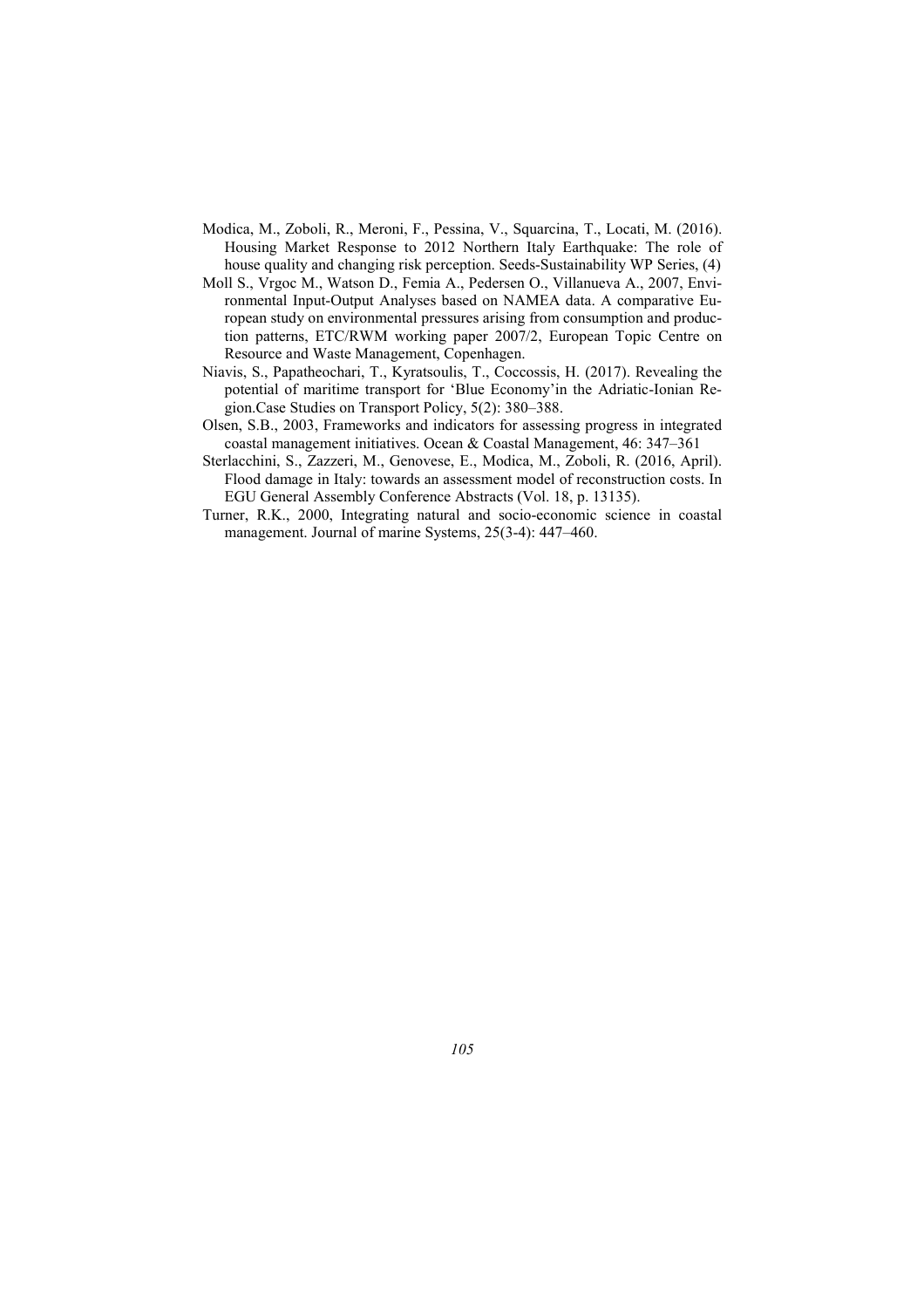Modica, M., Zoboli, R., Meroni, F., Pessina, V., Squarcina, T., Locati, M. (2016). Housing Market Response to 2012 Northern Italy Earthquake: The role of house quality and changing risk perception. Seeds-Sustainability WP Series, (4)

Moll S., Vrgoc M., Watson D., Femia A., Pedersen O., Villanueva A., 2007, Environmental Input-Output Analyses based on NAMEA data. A comparative European study on environmental pressures arising from consumption and production patterns, ETC/RWM working paper 2007/2, European Topic Centre on Resource and Waste Management, Copenhagen.

Niavis, S., Papatheochari, T., Kyratsoulis, T., Coccossis, H. (2017). Revealing the potential of maritime transport for 'Blue Economy'in the Adriatic-Ionian Region.Case Studies on Transport Policy, 5(2): 380–388.

Olsen, S.B., 2003, Frameworks and indicators for assessing progress in integrated coastal management initiatives. Ocean & Coastal Management, 46: 347–361

Sterlacchini, S., Zazzeri, M., Genovese, E., Modica, M., Zoboli, R. (2016, April). Flood damage in Italy: towards an assessment model of reconstruction costs. In EGU General Assembly Conference Abstracts (Vol. 18, p. 13135).

Turner, R.K., 2000, Integrating natural and socio-economic science in coastal management. Journal of marine Systems, 25(3-4): 447–460.